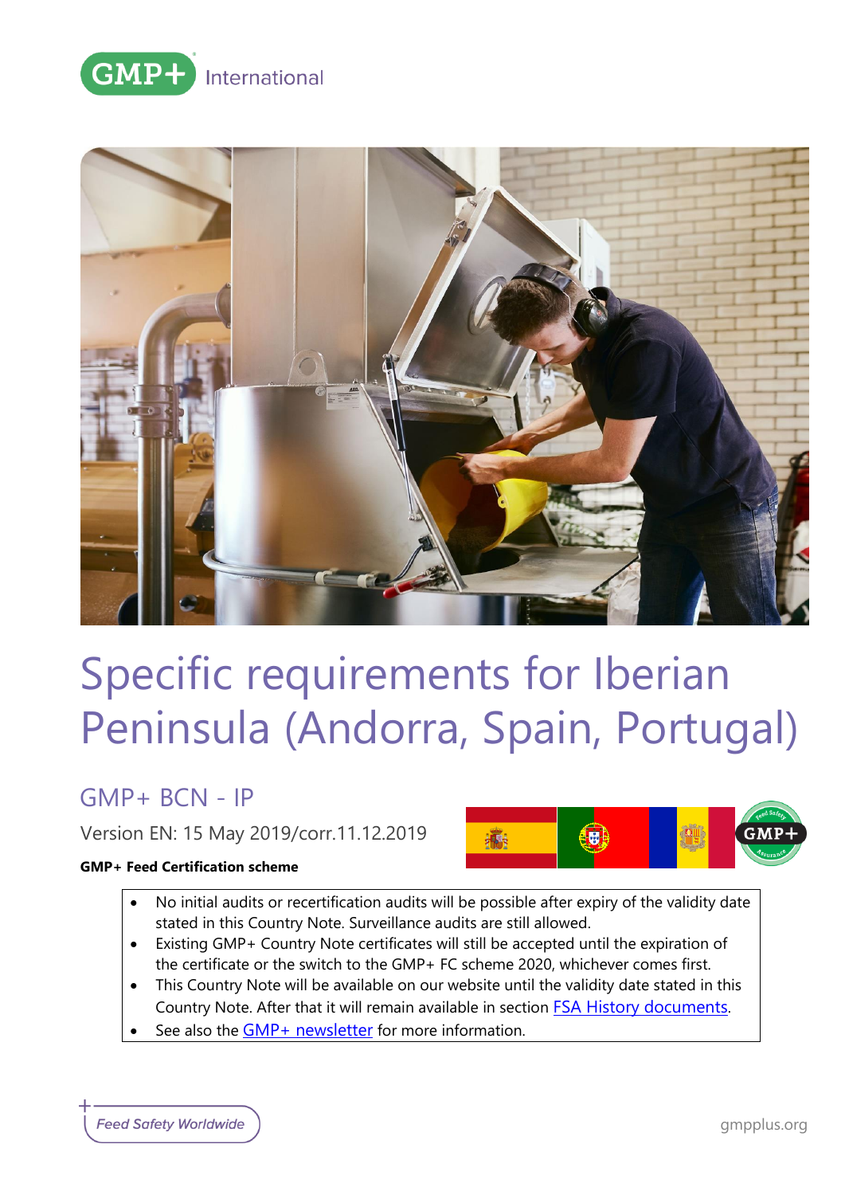GMP+ International

# Specific requirements for Iberian Peninsula (Andorra, Spain, Portugal)

## GMP+ BCN - IP

Version EN: 15 May 2019/corr.11.12.2019

**GMP+ Feed Certification scheme**

- No initial audits or recertification audits will be possible after expiry of the validity date stated in this Country Note. Surveillance audits are still allowed.
- Existing GMP+ Country Note certificates will still be accepted until the expiration of the certificate or the switch to the GMP+ FC scheme 2020, whichever comes first.
- This Country Note will be available on our website until the validity date stated in this Country Note. After that it will remain available in section FSA History documents.
- See also the GMP+ newsletter for more information.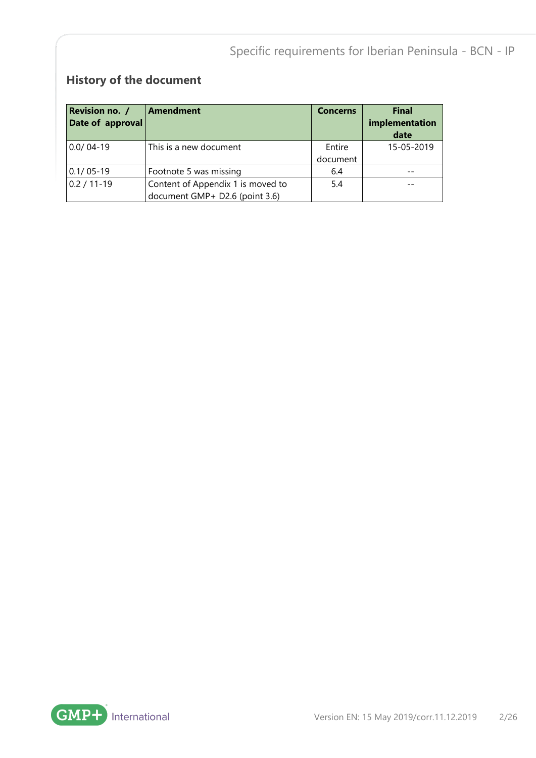## History of the document

| Revision no. / Date of approval | Amendment | Concerns | Final implementation date |
|---|---|---|---|
| 0.0/ 04-19 | This is a new document | Entire document | 15-05-2019 |
| 0.1/ 05-19 | Footnote 5 was missing | 6.4 | -- |
| 0.2 / 11-19 | Content of Appendix 1 is moved to document GMP+ D2.6 (point 3.6) | 5.4 | -- |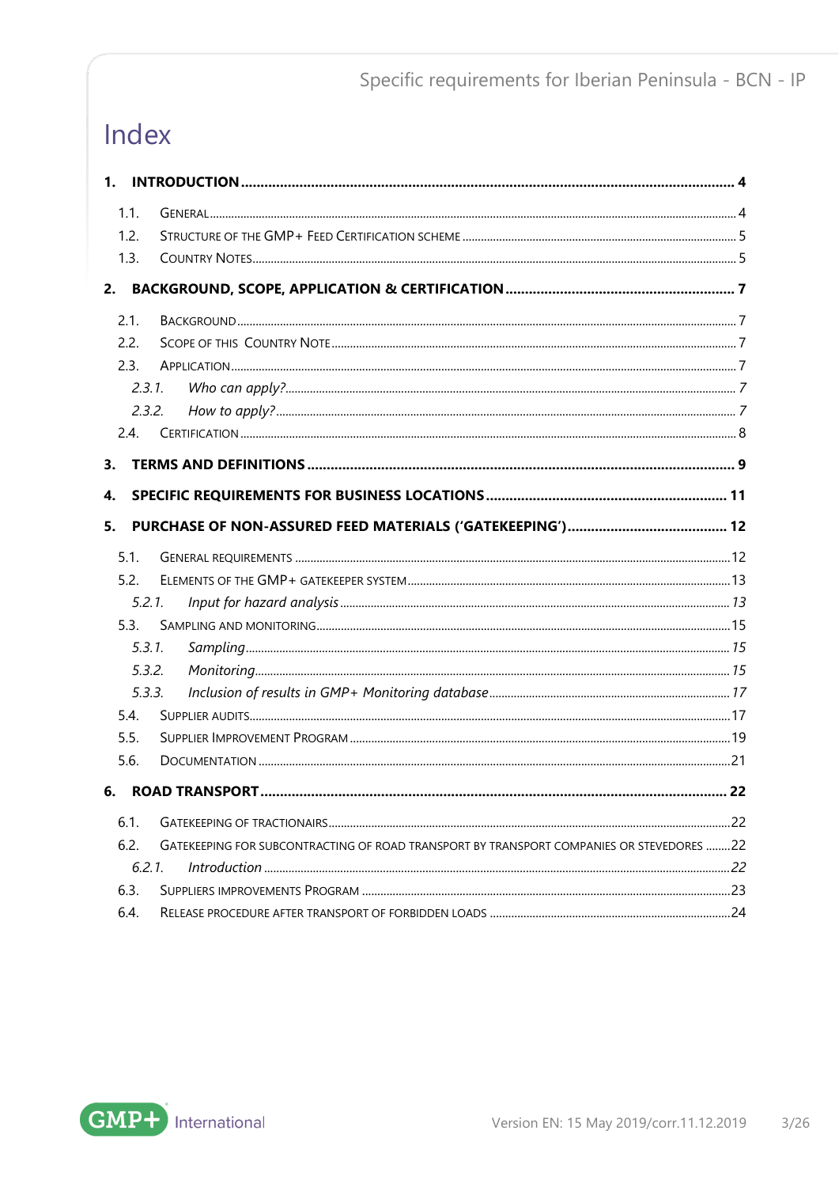# Index

**1. INTRODUCTION ............................................................ 4**

- 1.1. General ............................................................ 4
- 1.2. Structure of the GMP+ Feed Certification scheme ............................................................ 5
- 1.3. Country Notes ............................................................ 5

**2. BACKGROUND, SCOPE, APPLICATION & CERTIFICATION ............................................................ 7**

- 2.1. Background ............................................................ 7
- 2.2. Scope of this Country Note ............................................................ 7
- 2.3. Application ............................................................ 7
  - *2.3.1. Who can apply? ............................................................ 7*
  - *2.3.2. How to apply? ............................................................ 7*
- 2.4. Certification ............................................................ 8

**3. TERMS AND DEFINITIONS ............................................................ 9**

**4. SPECIFIC REQUIREMENTS FOR BUSINESS LOCATIONS ............................................................ 11**

**5. PURCHASE OF NON-ASSURED FEED MATERIALS ('GATEKEEPING') ............................................................ 12**

- 5.1. General requirements ............................................................ 12
- 5.2. Elements of the GMP+ gatekeeper system ............................................................ 13
  - *5.2.1. Input for hazard analysis ............................................................ 13*
- 5.3. Sampling and monitoring ............................................................ 15
  - *5.3.1. Sampling ............................................................ 15*
  - *5.3.2. Monitoring ............................................................ 15*
  - *5.3.3. Inclusion of results in GMP+ Monitoring database ............................................................ 17*
- 5.4. Supplier audits ............................................................ 17
- 5.5. Supplier Improvement Program ............................................................ 19
- 5.6. Documentation ............................................................ 21

**6. ROAD TRANSPORT ............................................................ 22**

- 6.1. Gatekeeping of tractionairs ............................................................ 22
- 6.2. Gatekeeping for subcontracting of road transport by transport companies or stevedores ............................................................ 22
  - *6.2.1. Introduction ............................................................ 22*
- 6.3. Suppliers improvements Program ............................................................ 23
- 6.4. Release procedure after transport of forbidden loads ............................................................ 24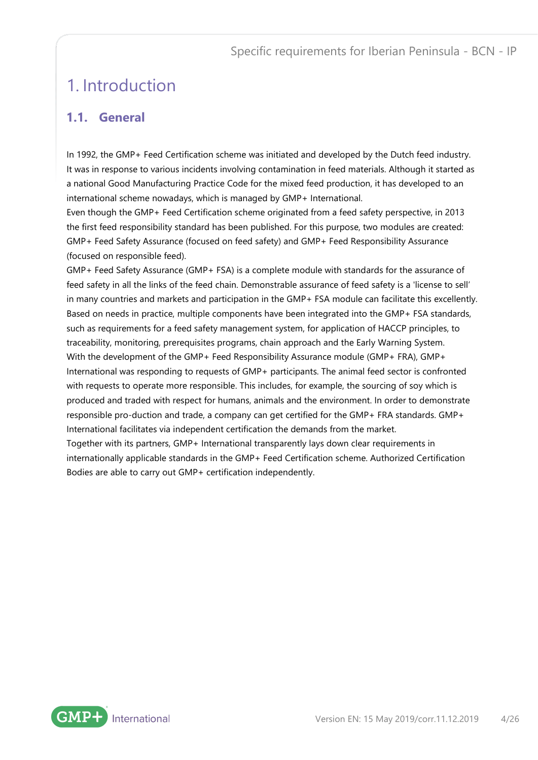# 1. Introduction

## 1.1. General

In 1992, the GMP+ Feed Certification scheme was initiated and developed by the Dutch feed industry. It was in response to various incidents involving contamination in feed materials. Although it started as a national Good Manufacturing Practice Code for the mixed feed production, it has developed to an international scheme nowadays, which is managed by GMP+ International.
Even though the GMP+ Feed Certification scheme originated from a feed safety perspective, in 2013 the first feed responsibility standard has been published. For this purpose, two modules are created: GMP+ Feed Safety Assurance (focused on feed safety) and GMP+ Feed Responsibility Assurance (focused on responsible feed).
GMP+ Feed Safety Assurance (GMP+ FSA) is a complete module with standards for the assurance of feed safety in all the links of the feed chain. Demonstrable assurance of feed safety is a 'license to sell' in many countries and markets and participation in the GMP+ FSA module can facilitate this excellently. Based on needs in practice, multiple components have been integrated into the GMP+ FSA standards, such as requirements for a feed safety management system, for application of HACCP principles, to traceability, monitoring, prerequisites programs, chain approach and the Early Warning System.
With the development of the GMP+ Feed Responsibility Assurance module (GMP+ FRA), GMP+ International was responding to requests of GMP+ participants. The animal feed sector is confronted with requests to operate more responsible. This includes, for example, the sourcing of soy which is produced and traded with respect for humans, animals and the environment. In order to demonstrate responsible pro-duction and trade, a company can get certified for the GMP+ FRA standards. GMP+ International facilitates via independent certification the demands from the market.
Together with its partners, GMP+ International transparently lays down clear requirements in internationally applicable standards in the GMP+ Feed Certification scheme. Authorized Certification Bodies are able to carry out GMP+ certification independently.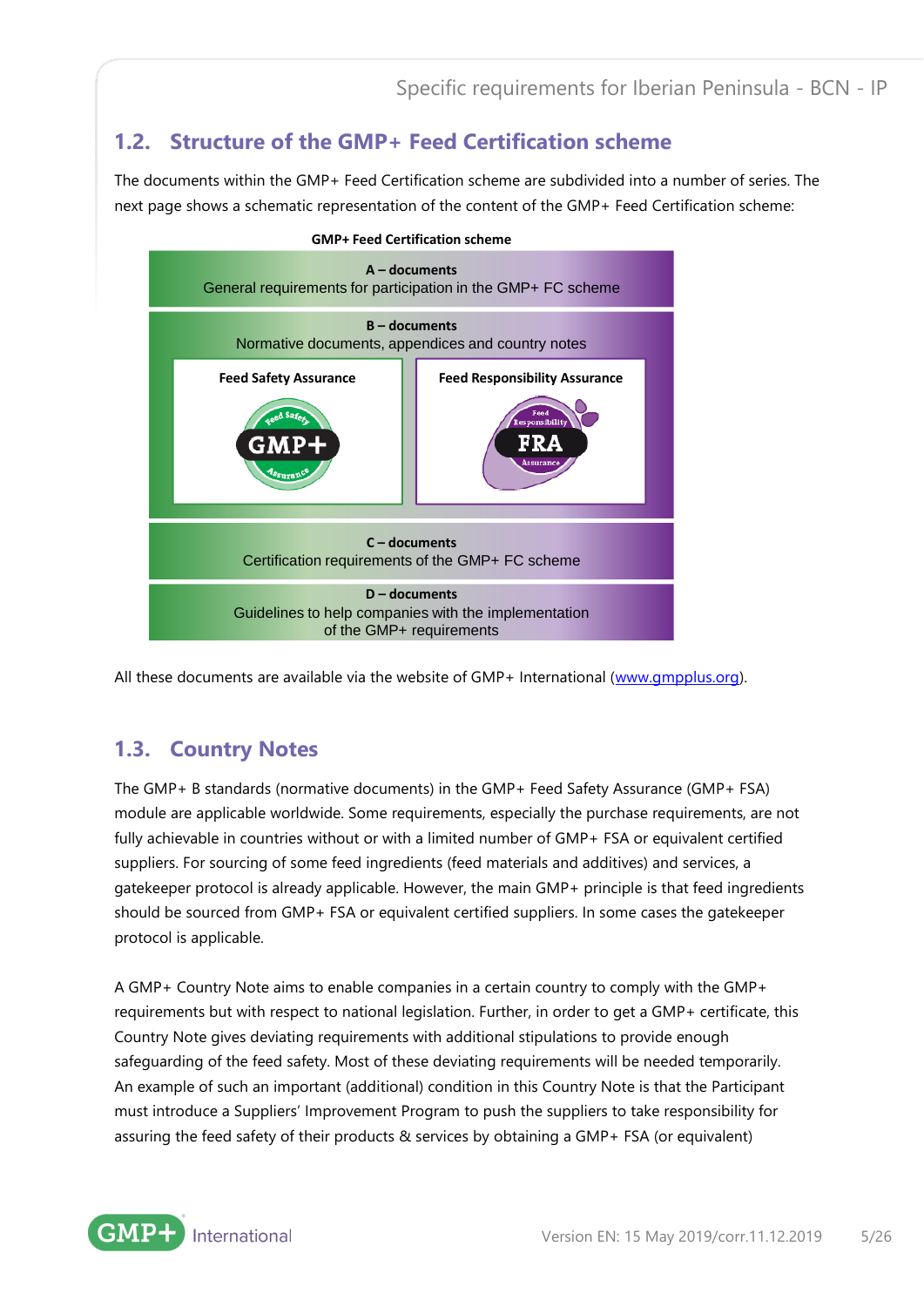## 1.2. Structure of the GMP+ Feed Certification scheme

The documents within the GMP+ Feed Certification scheme are subdivided into a number of series. The next page shows a schematic representation of the content of the GMP+ Feed Certification scheme:

**GMP+ Feed Certification scheme**

**A – documents**
General requirements for participation in the GMP+ FC scheme

**B – documents**
Normative documents, appendices and country notes

| **Feed Safety Assurance** | **Feed Responsibility Assurance** |
| --- | --- |
| GMP+ | FRA |

**C – documents**
Certification requirements of the GMP+ FC scheme

**D – documents**
Guidelines to help companies with the implementation of the GMP+ requirements

All these documents are available via the website of GMP+ International (www.gmpplus.org).

## 1.3. Country Notes

The GMP+ B standards (normative documents) in the GMP+ Feed Safety Assurance (GMP+ FSA) module are applicable worldwide. Some requirements, especially the purchase requirements, are not fully achievable in countries without or with a limited number of GMP+ FSA or equivalent certified suppliers. For sourcing of some feed ingredients (feed materials and additives) and services, a gatekeeper protocol is already applicable. However, the main GMP+ principle is that feed ingredients should be sourced from GMP+ FSA or equivalent certified suppliers. In some cases the gatekeeper protocol is applicable.

A GMP+ Country Note aims to enable companies in a certain country to comply with the GMP+ requirements but with respect to national legislation. Further, in order to get a GMP+ certificate, this Country Note gives deviating requirements with additional stipulations to provide enough safeguarding of the feed safety. Most of these deviating requirements will be needed temporarily. An example of such an important (additional) condition in this Country Note is that the Participant must introduce a Suppliers' Improvement Program to push the suppliers to take responsibility for assuring the feed safety of their products & services by obtaining a GMP+ FSA (or equivalent)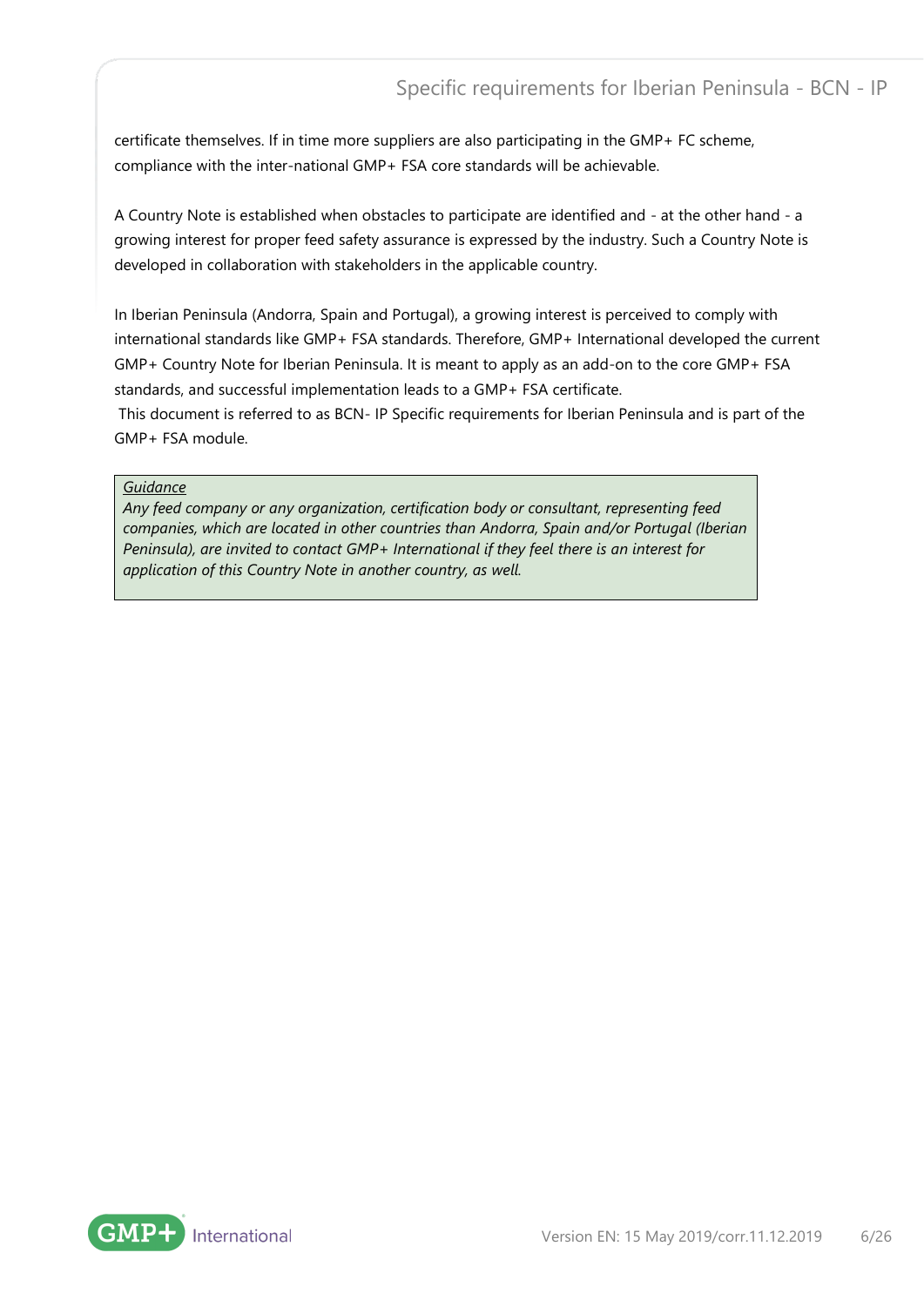certificate themselves. If in time more suppliers are also participating in the GMP+ FC scheme, compliance with the inter-national GMP+ FSA core standards will be achievable.

A Country Note is established when obstacles to participate are identified and - at the other hand - a growing interest for proper feed safety assurance is expressed by the industry. Such a Country Note is developed in collaboration with stakeholders in the applicable country.

In Iberian Peninsula (Andorra, Spain and Portugal), a growing interest is perceived to comply with international standards like GMP+ FSA standards. Therefore, GMP+ International developed the current GMP+ Country Note for Iberian Peninsula. It is meant to apply as an add-on to the core GMP+ FSA standards, and successful implementation leads to a GMP+ FSA certificate.
This document is referred to as BCN- IP Specific requirements for Iberian Peninsula and is part of the GMP+ FSA module.

> <u>*Guidance*</u>
> *Any feed company or any organization, certification body or consultant, representing feed companies, which are located in other countries than Andorra, Spain and/or Portugal (Iberian Peninsula), are invited to contact GMP+ International if they feel there is an interest for application of this Country Note in another country, as well.*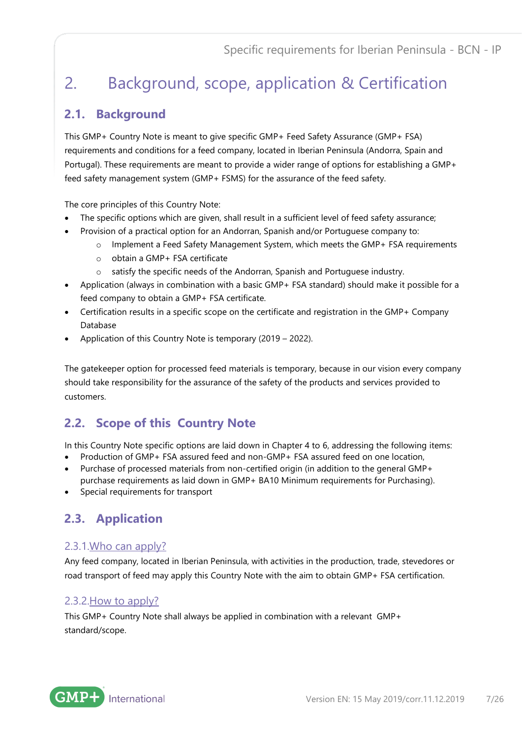# 2. Background, scope, application & Certification

## 2.1. Background

This GMP+ Country Note is meant to give specific GMP+ Feed Safety Assurance (GMP+ FSA) requirements and conditions for a feed company, located in Iberian Peninsula (Andorra, Spain and Portugal). These requirements are meant to provide a wider range of options for establishing a GMP+ feed safety management system (GMP+ FSMS) for the assurance of the feed safety.

The core principles of this Country Note:

- The specific options which are given, shall result in a sufficient level of feed safety assurance;
- Provision of a practical option for an Andorran, Spanish and/or Portuguese company to:
  - Implement a Feed Safety Management System, which meets the GMP+ FSA requirements
  - obtain a GMP+ FSA certificate
  - satisfy the specific needs of the Andorran, Spanish and Portuguese industry.
- Application (always in combination with a basic GMP+ FSA standard) should make it possible for a feed company to obtain a GMP+ FSA certificate.
- Certification results in a specific scope on the certificate and registration in the GMP+ Company Database
- Application of this Country Note is temporary (2019 – 2022).

The gatekeeper option for processed feed materials is temporary, because in our vision every company should take responsibility for the assurance of the safety of the products and services provided to customers.

## 2.2. Scope of this Country Note

In this Country Note specific options are laid down in Chapter 4 to 6, addressing the following items:

- Production of GMP+ FSA assured feed and non-GMP+ FSA assured feed on one location,
- Purchase of processed materials from non-certified origin (in addition to the general GMP+ purchase requirements as laid down in GMP+ BA10 Minimum requirements for Purchasing).
- Special requirements for transport

## 2.3. Application

### 2.3.1. Who can apply?

Any feed company, located in Iberian Peninsula, with activities in the production, trade, stevedores or road transport of feed may apply this Country Note with the aim to obtain GMP+ FSA certification.

### 2.3.2. How to apply?

This GMP+ Country Note shall always be applied in combination with a relevant GMP+ standard/scope.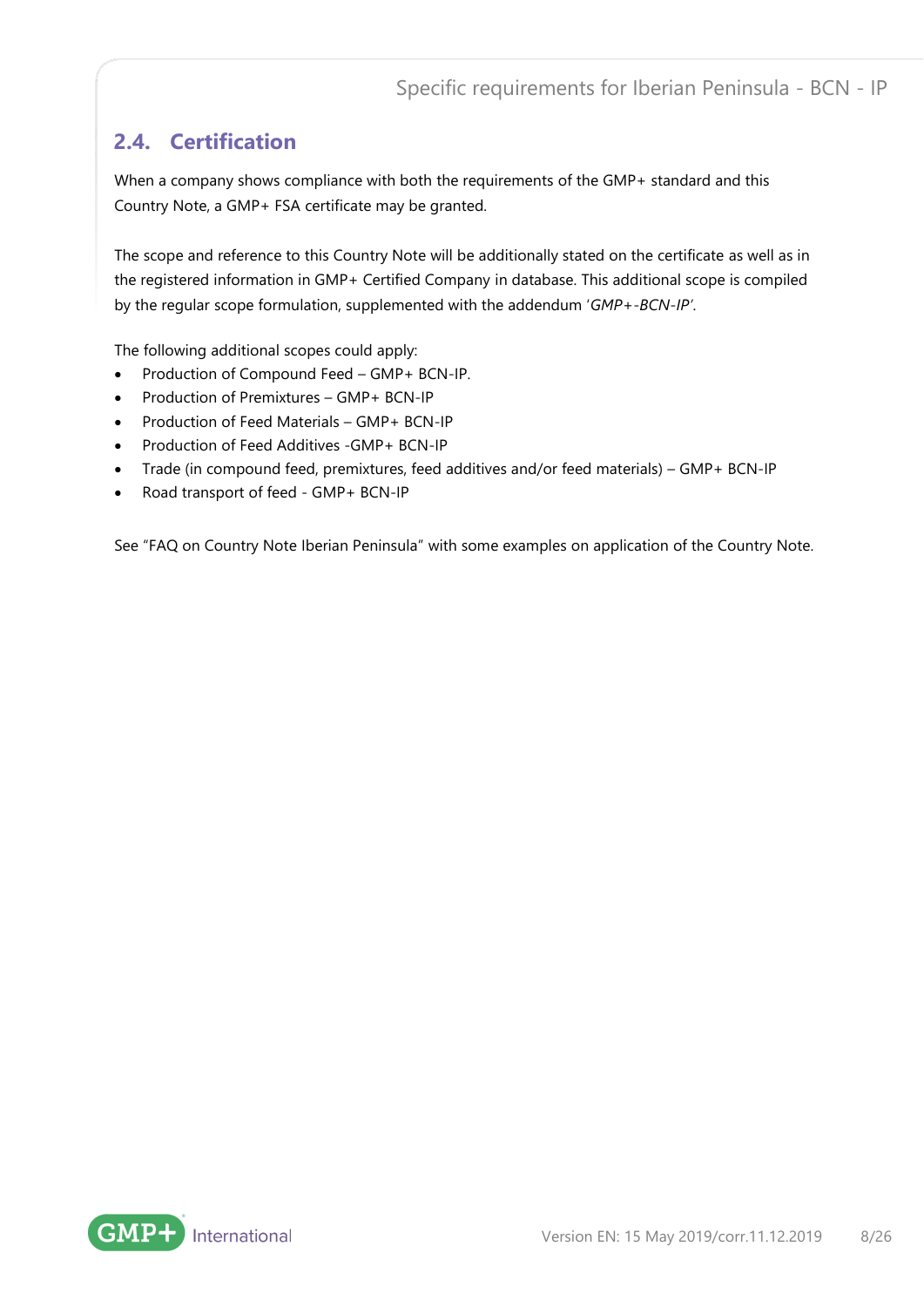## 2.4. Certification

When a company shows compliance with both the requirements of the GMP+ standard and this Country Note, a GMP+ FSA certificate may be granted.

The scope and reference to this Country Note will be additionally stated on the certificate as well as in the registered information in GMP+ Certified Company in database. This additional scope is compiled by the regular scope formulation, supplemented with the addendum '*GMP+-BCN-IP*'.

The following additional scopes could apply:

- Production of Compound Feed – GMP+ BCN-IP.
- Production of Premixtures – GMP+ BCN-IP
- Production of Feed Materials – GMP+ BCN-IP
- Production of Feed Additives -GMP+ BCN-IP
- Trade (in compound feed, premixtures, feed additives and/or feed materials) – GMP+ BCN-IP
- Road transport of feed - GMP+ BCN-IP

See "FAQ on Country Note Iberian Peninsula" with some examples on application of the Country Note.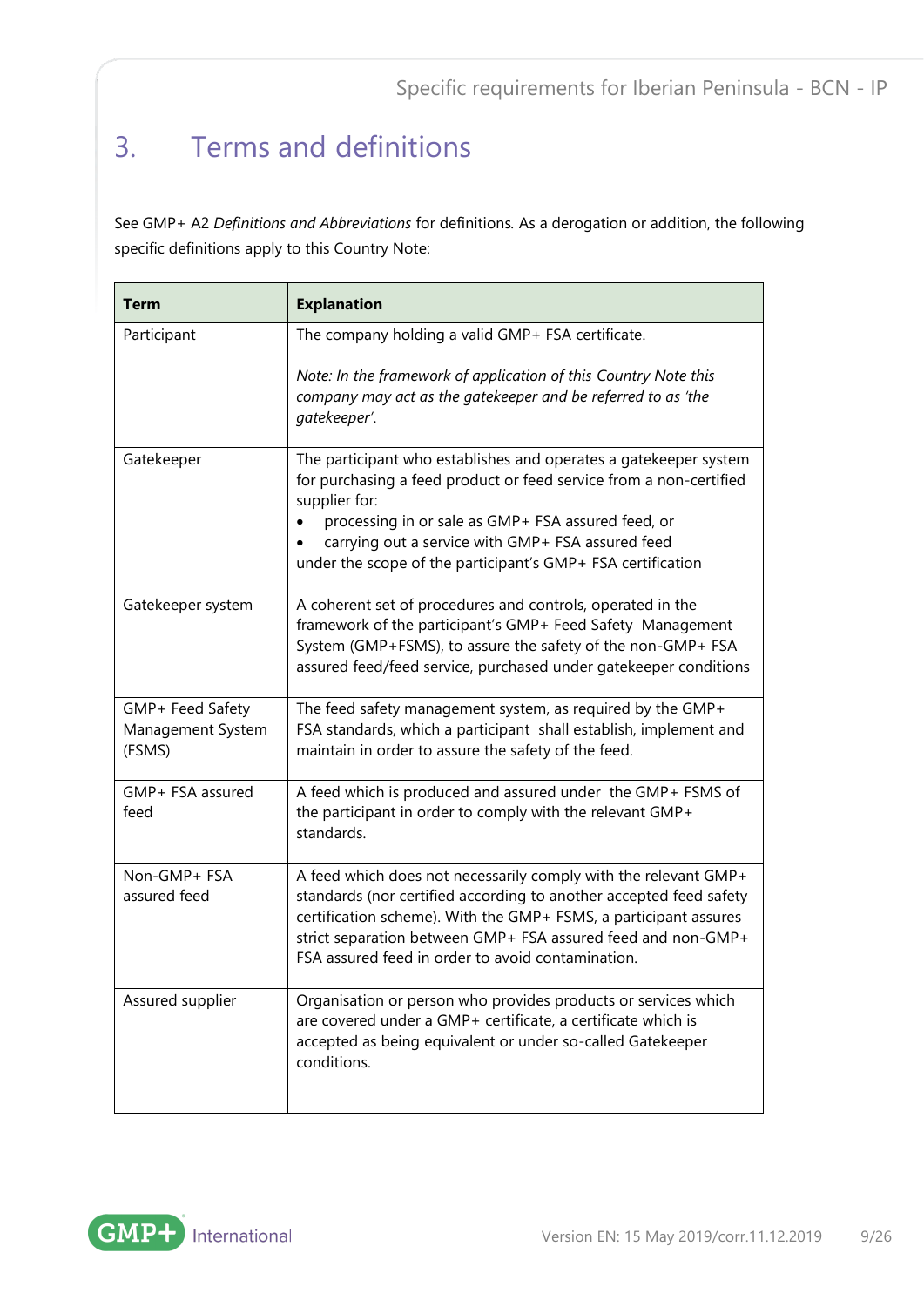# 3. Terms and definitions

See GMP+ A2 *Definitions and Abbreviations* for definitions. As a derogation or addition, the following specific definitions apply to this Country Note:

| Term | Explanation |
|---|---|
| Participant | The company holding a valid GMP+ FSA certificate.<br><br>*Note: In the framework of application of this Country Note this company may act as the gatekeeper and be referred to as 'the gatekeeper'.* |
| Gatekeeper | The participant who establishes and operates a gatekeeper system for purchasing a feed product or feed service from a non-certified supplier for:<br>• processing in or sale as GMP+ FSA assured feed, or<br>• carrying out a service with GMP+ FSA assured feed<br>under the scope of the participant's GMP+ FSA certification |
| Gatekeeper system | A coherent set of procedures and controls, operated in the framework of the participant's GMP+ Feed Safety Management System (GMP+FSMS), to assure the safety of the non-GMP+ FSA assured feed/feed service, purchased under gatekeeper conditions |
| GMP+ Feed Safety Management System (FSMS) | The feed safety management system, as required by the GMP+ FSA standards, which a participant shall establish, implement and maintain in order to assure the safety of the feed. |
| GMP+ FSA assured feed | A feed which is produced and assured under the GMP+ FSMS of the participant in order to comply with the relevant GMP+ standards. |
| Non-GMP+ FSA assured feed | A feed which does not necessarily comply with the relevant GMP+ standards (nor certified according to another accepted feed safety certification scheme). With the GMP+ FSMS, a participant assures strict separation between GMP+ FSA assured feed and non-GMP+ FSA assured feed in order to avoid contamination. |
| Assured supplier | Organisation or person who provides products or services which are covered under a GMP+ certificate, a certificate which is accepted as being equivalent or under so-called Gatekeeper conditions. |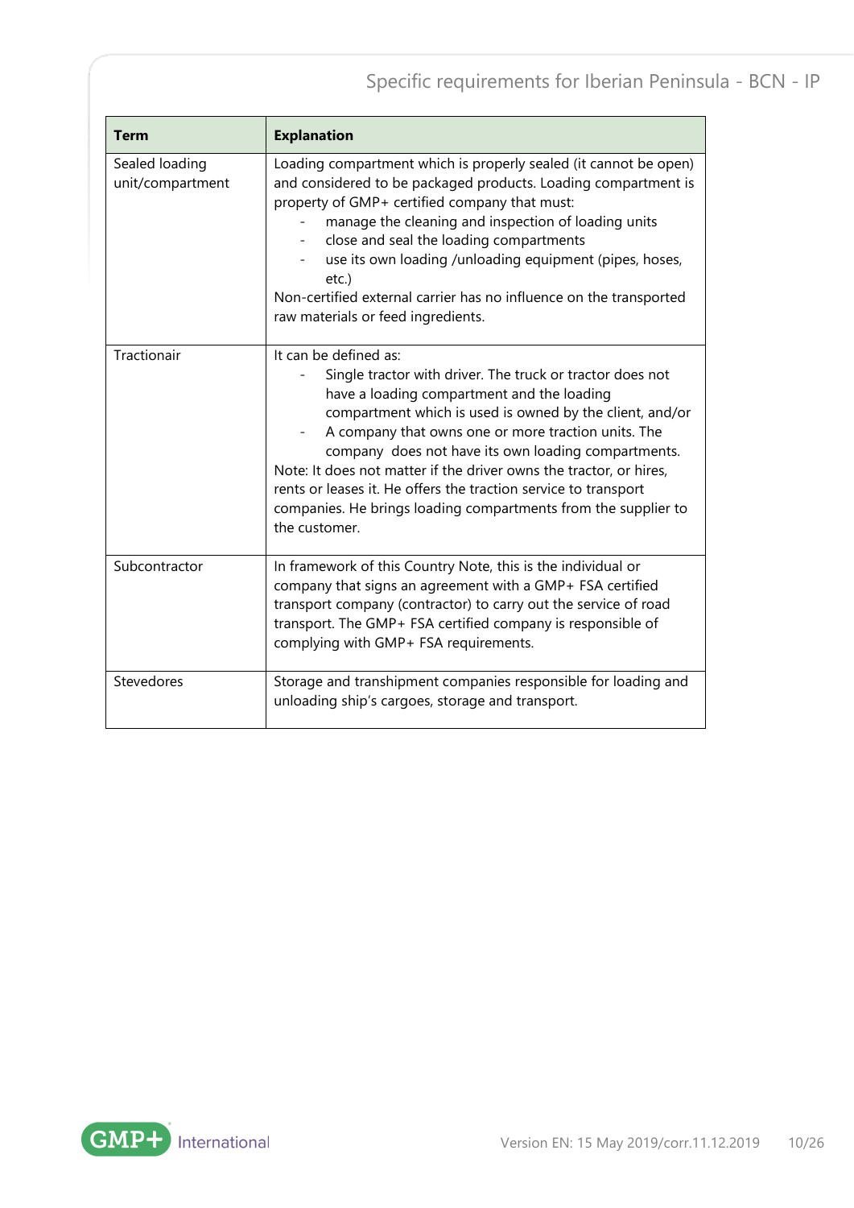| Term | Explanation |
|---|---|
| Sealed loading unit/compartment | Loading compartment which is properly sealed (it cannot be open) and considered to be packaged products. Loading compartment is property of GMP+ certified company that must:<br>- manage the cleaning and inspection of loading units<br>- close and seal the loading compartments<br>- use its own loading /unloading equipment (pipes, hoses, etc.)<br>Non-certified external carrier has no influence on the transported raw materials or feed ingredients. |
| Tractionair | It can be defined as:<br>- Single tractor with driver. The truck or tractor does not have a loading compartment and the loading compartment which is used is owned by the client, and/or<br>- A company that owns one or more traction units. The company does not have its own loading compartments.<br>Note: It does not matter if the driver owns the tractor, or hires, rents or leases it. He offers the traction service to transport companies. He brings loading compartments from the supplier to the customer. |
| Subcontractor | In framework of this Country Note, this is the individual or company that signs an agreement with a GMP+ FSA certified transport company (contractor) to carry out the service of road transport. The GMP+ FSA certified company is responsible of complying with GMP+ FSA requirements. |
| Stevedores | Storage and transhipment companies responsible for loading and unloading ship's cargoes, storage and transport. |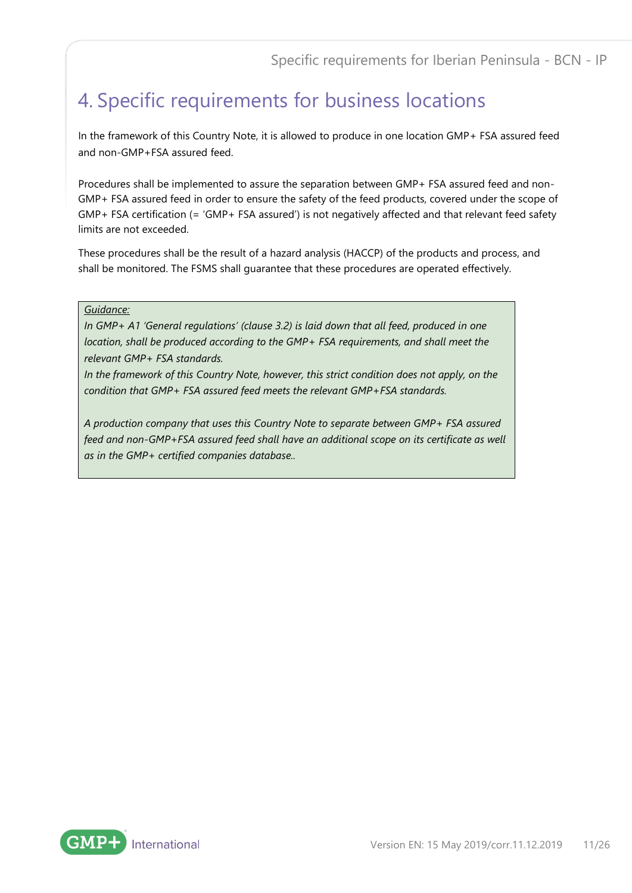# 4. Specific requirements for business locations

In the framework of this Country Note, it is allowed to produce in one location GMP+ FSA assured feed and non-GMP+FSA assured feed.

Procedures shall be implemented to assure the separation between GMP+ FSA assured feed and non-GMP+ FSA assured feed in order to ensure the safety of the feed products, covered under the scope of GMP+ FSA certification (= 'GMP+ FSA assured') is not negatively affected and that relevant feed safety limits are not exceeded.

These procedures shall be the result of a hazard analysis (HACCP) of the products and process, and shall be monitored. The FSMS shall guarantee that these procedures are operated effectively.

> <u>*Guidance:*</u>
> *In GMP+ A1 'General regulations' (clause 3.2) is laid down that all feed, produced in one location, shall be produced according to the GMP+ FSA requirements, and shall meet the relevant GMP+ FSA standards.*
> *In the framework of this Country Note, however, this strict condition does not apply, on the condition that GMP+ FSA assured feed meets the relevant GMP+FSA standards.*
>
> *A production company that uses this Country Note to separate between GMP+ FSA assured feed and non-GMP+FSA assured feed shall have an additional scope on its certificate as well as in the GMP+ certified companies database..*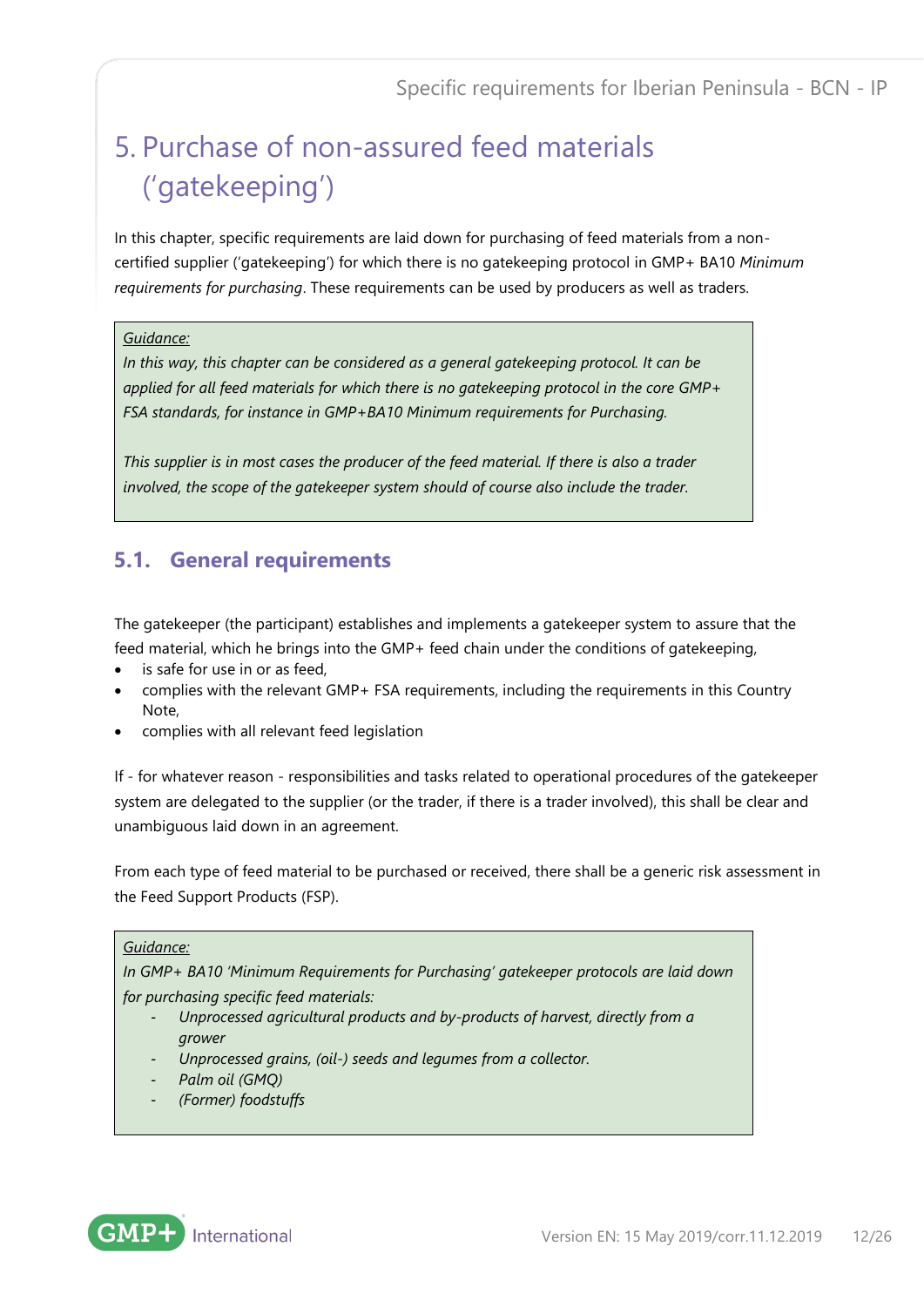# 5. Purchase of non-assured feed materials ('gatekeeping')

In this chapter, specific requirements are laid down for purchasing of feed materials from a non-certified supplier ('gatekeeping') for which there is no gatekeeping protocol in GMP+ BA10 *Minimum requirements for purchasing*. These requirements can be used by producers as well as traders.

> *Guidance:*
> *In this way, this chapter can be considered as a general gatekeeping protocol. It can be applied for all feed materials for which there is no gatekeeping protocol in the core GMP+ FSA standards, for instance in GMP+BA10 Minimum requirements for Purchasing.*
>
> *This supplier is in most cases the producer of the feed material. If there is also a trader involved, the scope of the gatekeeper system should of course also include the trader.*

## 5.1. General requirements

The gatekeeper (the participant) establishes and implements a gatekeeper system to assure that the feed material, which he brings into the GMP+ feed chain under the conditions of gatekeeping,

- is safe for use in or as feed,
- complies with the relevant GMP+ FSA requirements, including the requirements in this Country Note,
- complies with all relevant feed legislation

If - for whatever reason - responsibilities and tasks related to operational procedures of the gatekeeper system are delegated to the supplier (or the trader, if there is a trader involved), this shall be clear and unambiguous laid down in an agreement.

From each type of feed material to be purchased or received, there shall be a generic risk assessment in the Feed Support Products (FSP).

> *Guidance:*
> *In GMP+ BA10 'Minimum Requirements for Purchasing' gatekeeper protocols are laid down for purchasing specific feed materials:*
> - *Unprocessed agricultural products and by-products of harvest, directly from a grower*
> - *Unprocessed grains, (oil-) seeds and legumes from a collector.*
> - *Palm oil (GMQ)*
> - *(Former) foodstuffs*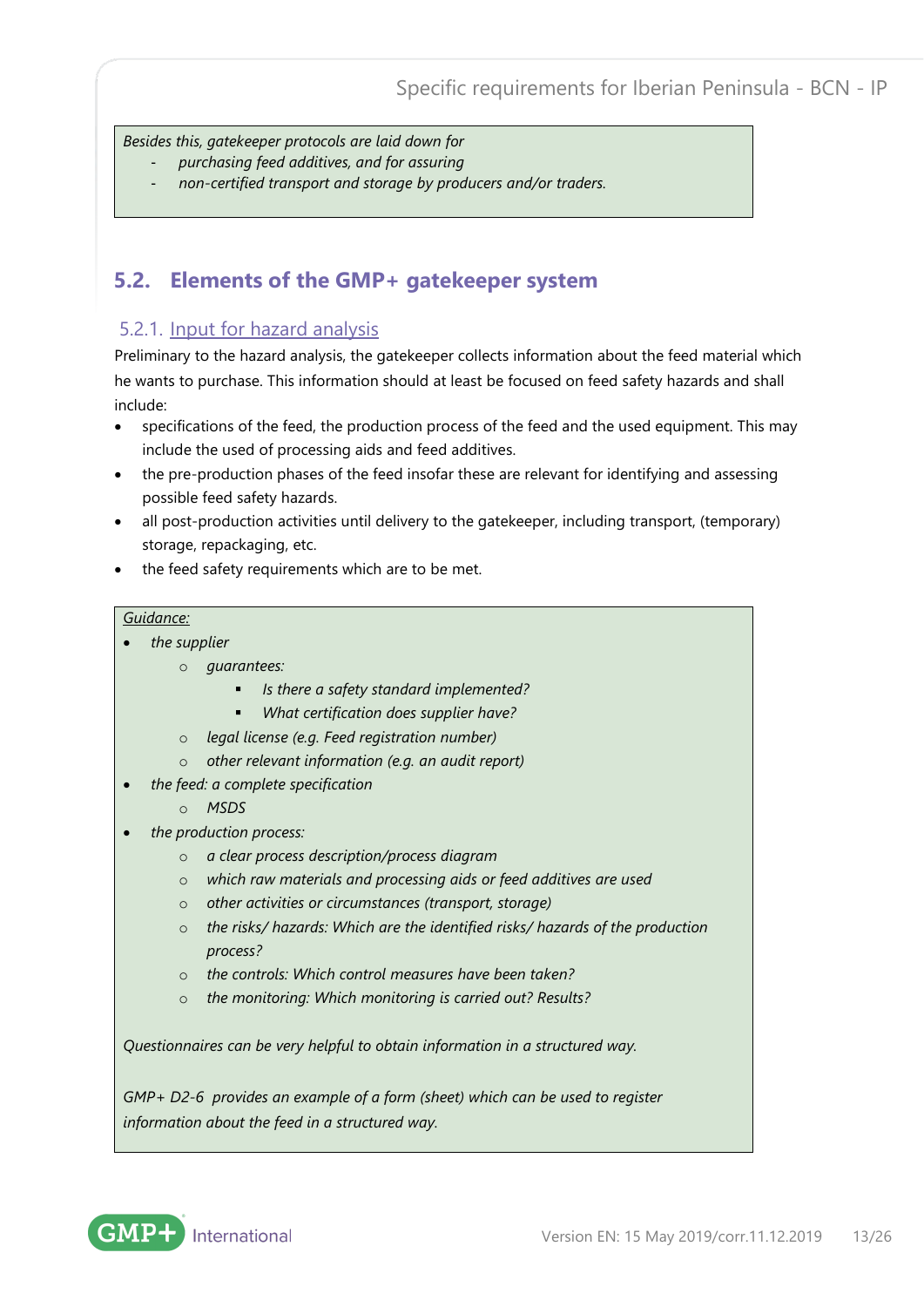*Besides this, gatekeeper protocols are laid down for*
- *purchasing feed additives, and for assuring*
- *non-certified transport and storage by producers and/or traders.*

## 5.2. Elements of the GMP+ gatekeeper system

### 5.2.1. Input for hazard analysis

Preliminary to the hazard analysis, the gatekeeper collects information about the feed material which he wants to purchase. This information should at least be focused on feed safety hazards and shall include:

- specifications of the feed, the production process of the feed and the used equipment. This may include the used of processing aids and feed additives.
- the pre-production phases of the feed insofar these are relevant for identifying and assessing possible feed safety hazards.
- all post-production activities until delivery to the gatekeeper, including transport, (temporary) storage, repackaging, etc.
- the feed safety requirements which are to be met.

*Guidance:*

- *the supplier*
  - *guarantees:*
    - *Is there a safety standard implemented?*
    - *What certification does supplier have?*
  - *legal license (e.g. Feed registration number)*
  - *other relevant information (e.g. an audit report)*
- *the feed: a complete specification*
  - *MSDS*
- *the production process:*
  - *a clear process description/process diagram*
  - *which raw materials and processing aids or feed additives are used*
  - *other activities or circumstances (transport, storage)*
  - *the risks/ hazards: Which are the identified risks/ hazards of the production process?*
  - *the controls: Which control measures have been taken?*
  - *the monitoring: Which monitoring is carried out? Results?*

*Questionnaires can be very helpful to obtain information in a structured way.*

*GMP+ D2-6 provides an example of a form (sheet) which can be used to register information about the feed in a structured way.*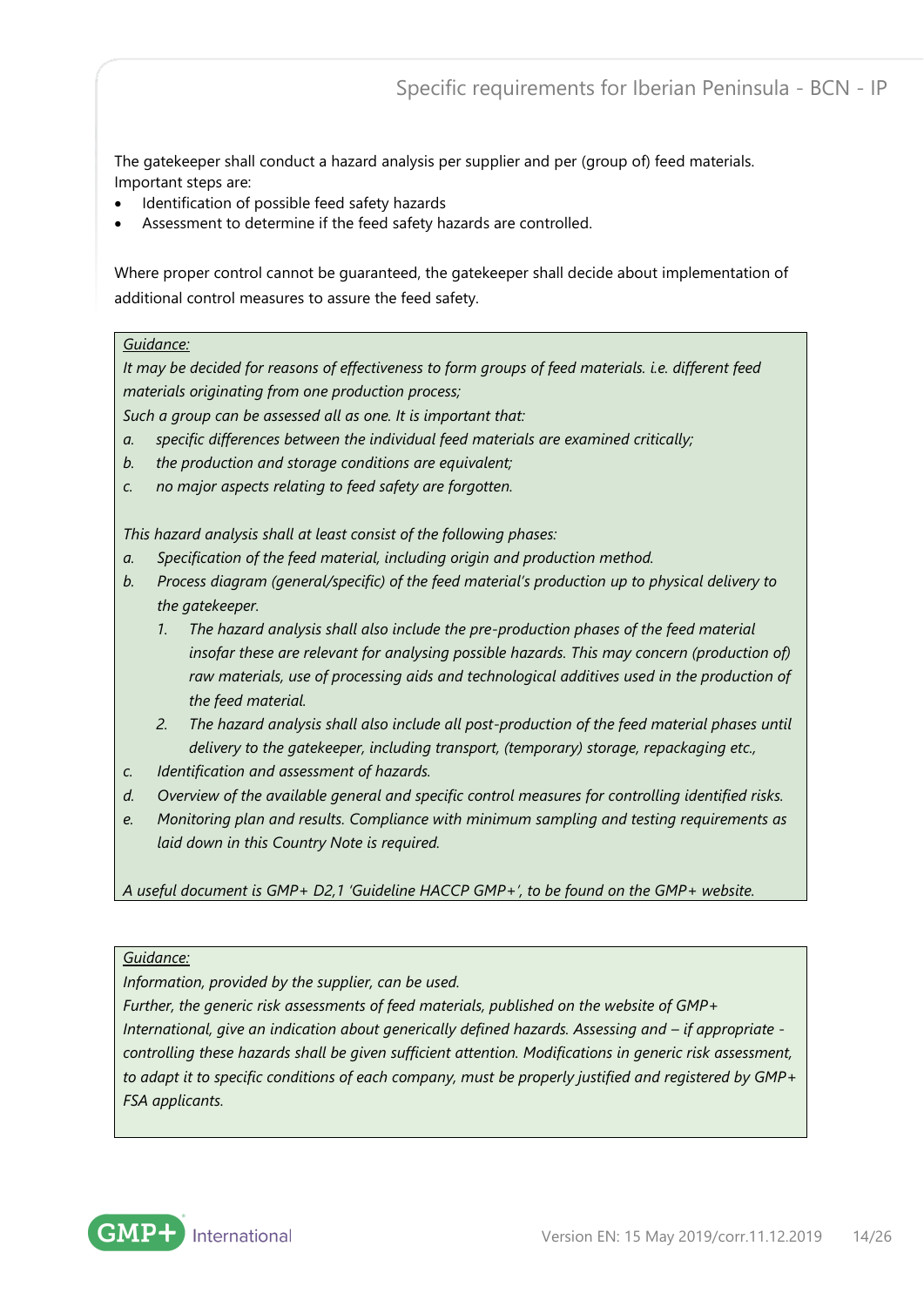The gatekeeper shall conduct a hazard analysis per supplier and per (group of) feed materials. Important steps are:

- Identification of possible feed safety hazards
- Assessment to determine if the feed safety hazards are controlled.

Where proper control cannot be guaranteed, the gatekeeper shall decide about implementation of additional control measures to assure the feed safety.

> <u>*Guidance:*</u>
>
> *It may be decided for reasons of effectiveness to form groups of feed materials. i.e. different feed materials originating from one production process;*
>
> *Such a group can be assessed all as one. It is important that:*
>
> *a. specific differences between the individual feed materials are examined critically;*
>
> *b. the production and storage conditions are equivalent;*
>
> *c. no major aspects relating to feed safety are forgotten.*
>
> *This hazard analysis shall at least consist of the following phases:*
>
> *a. Specification of the feed material, including origin and production method.*
>
> *b. Process diagram (general/specific) of the feed material's production up to physical delivery to the gatekeeper.*
>
> *1. The hazard analysis shall also include the pre-production phases of the feed material insofar these are relevant for analysing possible hazards. This may concern (production of) raw materials, use of processing aids and technological additives used in the production of the feed material.*
>
> *2. The hazard analysis shall also include all post-production of the feed material phases until delivery to the gatekeeper, including transport, (temporary) storage, repackaging etc.,*
>
> *c. Identification and assessment of hazards.*
>
> *d. Overview of the available general and specific control measures for controlling identified risks.*
>
> *e. Monitoring plan and results. Compliance with minimum sampling and testing requirements as laid down in this Country Note is required.*
>
> *A useful document is GMP+ D2,1 'Guideline HACCP GMP+', to be found on the GMP+ website.*

> <u>*Guidance:*</u>
>
> *Information, provided by the supplier, can be used.*
>
> *Further, the generic risk assessments of feed materials, published on the website of GMP+ International, give an indication about generically defined hazards. Assessing and – if appropriate - controlling these hazards shall be given sufficient attention. Modifications in generic risk assessment, to adapt it to specific conditions of each company, must be properly justified and registered by GMP+ FSA applicants.*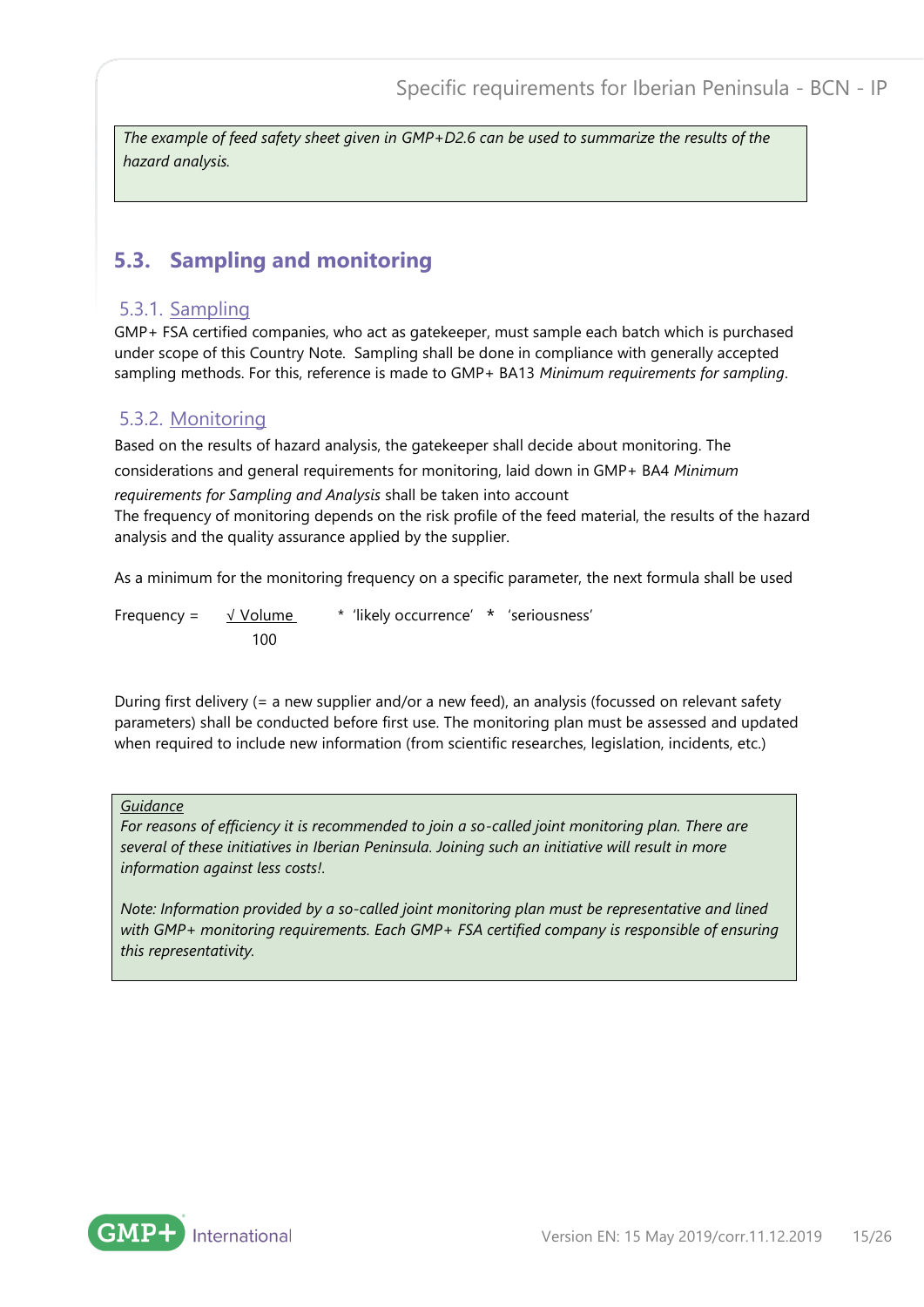*The example of feed safety sheet given in GMP+D2.6 can be used to summarize the results of the hazard analysis.*

## 5.3. Sampling and monitoring

### 5.3.1. Sampling

GMP+ FSA certified companies, who act as gatekeeper, must sample each batch which is purchased under scope of this Country Note. Sampling shall be done in compliance with generally accepted sampling methods. For this, reference is made to GMP+ BA13 *Minimum requirements for sampling*.

### 5.3.2. Monitoring

Based on the results of hazard analysis, the gatekeeper shall decide about monitoring. The considerations and general requirements for monitoring, laid down in GMP+ BA4 *Minimum requirements for Sampling and Analysis* shall be taken into account
The frequency of monitoring depends on the risk profile of the feed material, the results of the hazard analysis and the quality assurance applied by the supplier.

As a minimum for the monitoring frequency on a specific parameter, the next formula shall be used

$$\text{Frequency} = \frac{\sqrt{\text{Volume}}}{100} \; * \; \text{'likely occurrence'} \; * \; \text{'seriousness'}$$

During first delivery (= a new supplier and/or a new feed), an analysis (focussed on relevant safety parameters) shall be conducted before first use. The monitoring plan must be assessed and updated when required to include new information (from scientific researches, legislation, incidents, etc.)

<u>Guidance</u>
*For reasons of efficiency it is recommended to join a so-called joint monitoring plan. There are several of these initiatives in Iberian Peninsula. Joining such an initiative will result in more information against less costs!.*

*Note: Information provided by a so-called joint monitoring plan must be representative and lined with GMP+ monitoring requirements. Each GMP+ FSA certified company is responsible of ensuring this representativity.*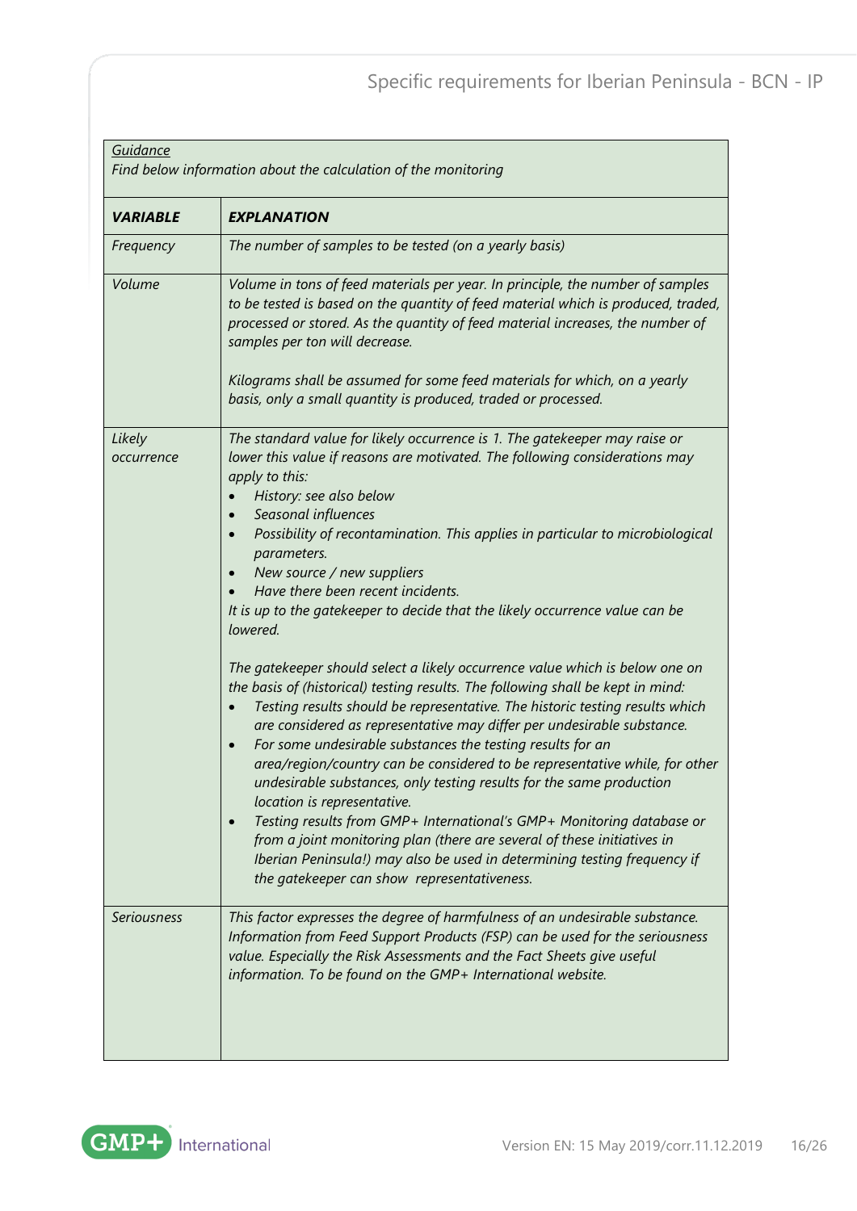*Guidance*

*Find below information about the calculation of the monitoring*

| ***VARIABLE*** | ***EXPLANATION*** |
|---|---|
| *Frequency* | *The number of samples to be tested (on a yearly basis)* |
| *Volume* | *Volume in tons of feed materials per year. In principle, the number of samples to be tested is based on the quantity of feed material which is produced, traded, processed or stored. As the quantity of feed material increases, the number of samples per ton will decrease.*<br><br>*Kilograms shall be assumed for some feed materials for which, on a yearly basis, only a small quantity is produced, traded or processed.* |
| *Likely occurrence* | *The standard value for likely occurrence is 1. The gatekeeper may raise or lower this value if reasons are motivated. The following considerations may apply to this:*<br>• *History: see also below*<br>• *Seasonal influences*<br>• *Possibility of recontamination. This applies in particular to microbiological parameters.*<br>• *New source / new suppliers*<br>• *Have there been recent incidents.*<br>*It is up to the gatekeeper to decide that the likely occurrence value can be lowered.*<br><br>*The gatekeeper should select a likely occurrence value which is below one on the basis of (historical) testing results. The following shall be kept in mind:*<br>• *Testing results should be representative. The historic testing results which are considered as representative may differ per undesirable substance.*<br>• *For some undesirable substances the testing results for an area/region/country can be considered to be representative while, for other undesirable substances, only testing results for the same production location is representative.*<br>• *Testing results from GMP+ International's GMP+ Monitoring database or from a joint monitoring plan (there are several of these initiatives in Iberian Peninsula!) may also be used in determining testing frequency if the gatekeeper can show representativeness.* |
| *Seriousness* | *This factor expresses the degree of harmfulness of an undesirable substance. Information from Feed Support Products (FSP) can be used for the seriousness value. Especially the Risk Assessments and the Fact Sheets give useful information. To be found on the GMP+ International website.* |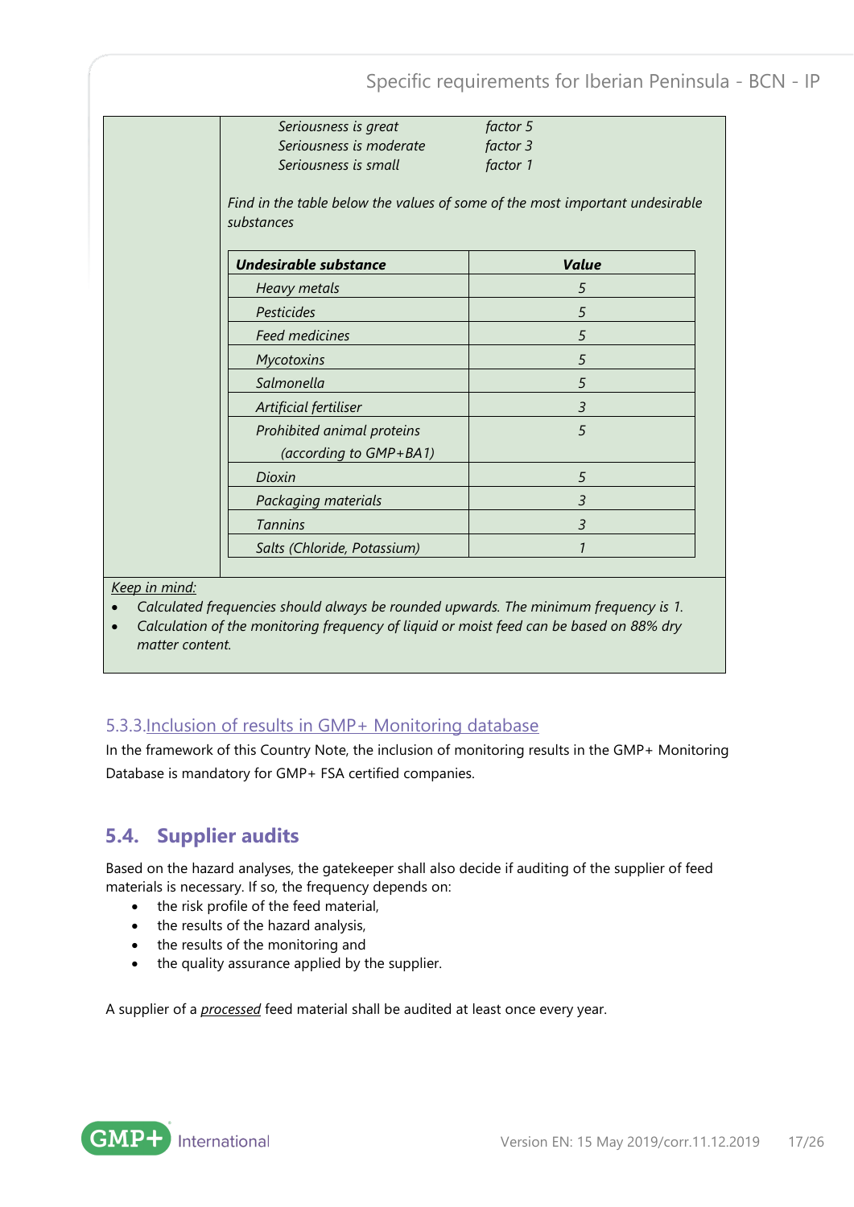*Seriousness is great* *factor 5*
*Seriousness is moderate* *factor 3*
*Seriousness is small* *factor 1*

*Find in the table below the values of some of the most important undesirable substances*

| ***Undesirable substance*** | ***Value*** |
|---|---|
| *Heavy metals* | *5* |
| *Pesticides* | *5* |
| *Feed medicines* | *5* |
| *Mycotoxins* | *5* |
| *Salmonella* | *5* |
| *Artificial fertiliser* | *3* |
| *Prohibited animal proteins (according to GMP+BA1)* | *5* |
| *Dioxin* | *5* |
| *Packaging materials* | *3* |
| *Tannins* | *3* |
| *Salts (Chloride, Potassium)* | *1* |

*Keep in mind:*

- *Calculated frequencies should always be rounded upwards. The minimum frequency is 1.*
- *Calculation of the monitoring frequency of liquid or moist feed can be based on 88% dry matter content.*

### 5.3.3. Inclusion of results in GMP+ Monitoring database

In the framework of this Country Note, the inclusion of monitoring results in the GMP+ Monitoring Database is mandatory for GMP+ FSA certified companies.

## 5.4. Supplier audits

Based on the hazard analyses, the gatekeeper shall also decide if auditing of the supplier of feed materials is necessary. If so, the frequency depends on:

- the risk profile of the feed material,
- the results of the hazard analysis,
- the results of the monitoring and
- the quality assurance applied by the supplier.

A supplier of a *processed* feed material shall be audited at least once every year.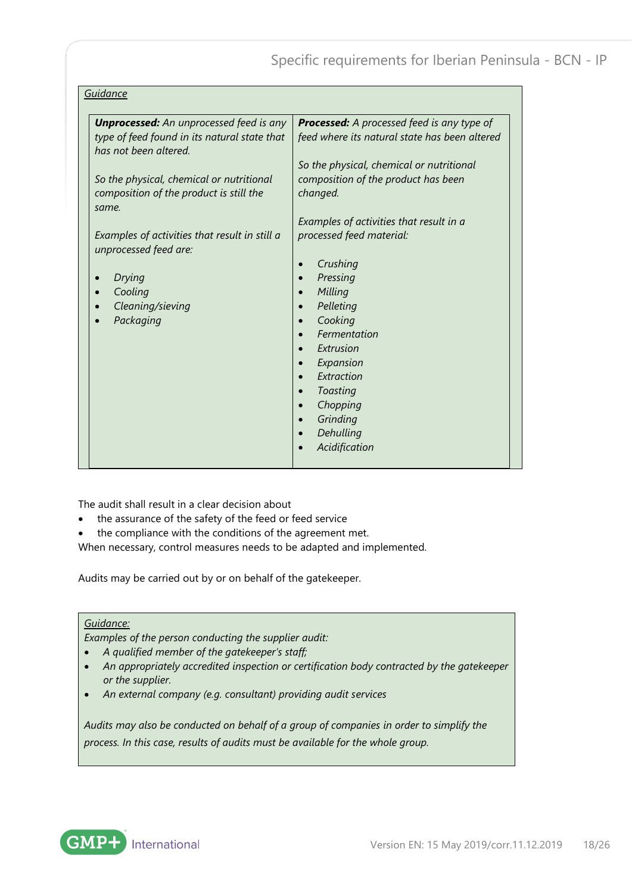*Guidance*

| ***Unprocessed:*** *An unprocessed feed is any type of feed found in its natural state that has not been altered.*<br><br>*So the physical, chemical or nutritional composition of the product is still the same.*<br><br>*Examples of activities that result in still a unprocessed feed are:*<br><br>• *Drying*<br>• *Cooling*<br>• *Cleaning/sieving*<br>• *Packaging* | ***Processed:*** *A processed feed is any type of feed where its natural state has been altered*<br><br>*So the physical, chemical or nutritional composition of the product has been changed.*<br><br>*Examples of activities that result in a processed feed material:*<br><br>• *Crushing*<br>• *Pressing*<br>• *Milling*<br>• *Pelleting*<br>• *Cooking*<br>• *Fermentation*<br>• *Extrusion*<br>• *Expansion*<br>• *Extraction*<br>• *Toasting*<br>• *Chopping*<br>• *Grinding*<br>• *Dehulling*<br>• *Acidification* |
|---|---|

The audit shall result in a clear decision about

- the assurance of the safety of the feed or feed service
- the compliance with the conditions of the agreement met.

When necessary, control measures needs to be adapted and implemented.

Audits may be carried out by or on behalf of the gatekeeper.

*Guidance:*

*Examples of the person conducting the supplier audit:*

- *A qualified member of the gatekeeper's staff;*
- *An appropriately accredited inspection or certification body contracted by the gatekeeper or the supplier.*
- *An external company (e.g. consultant) providing audit services*

*Audits may also be conducted on behalf of a group of companies in order to simplify the process. In this case, results of audits must be available for the whole group.*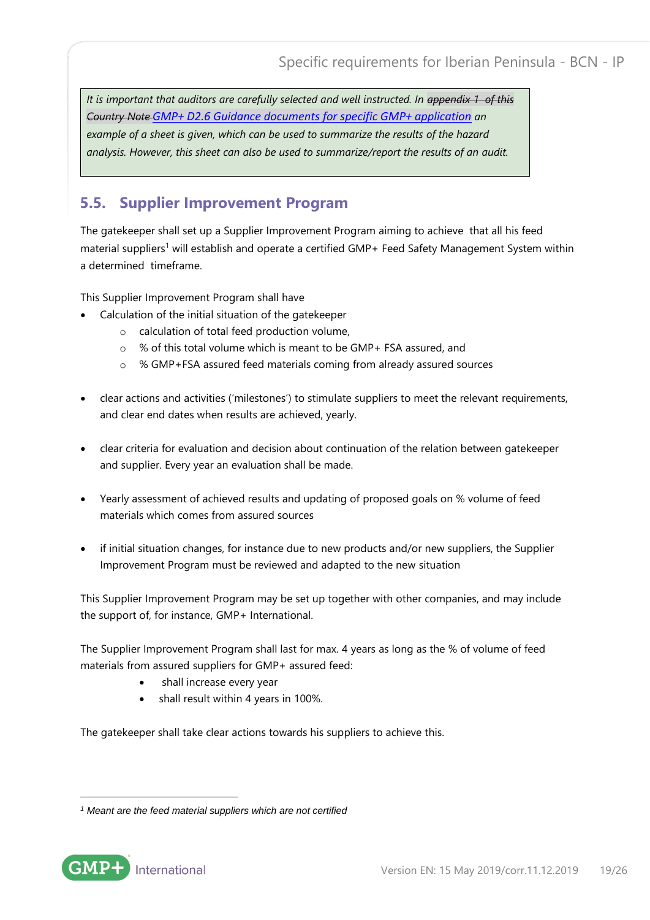*It is important that auditors are carefully selected and well instructed. In ~~appendix 1 of this Country Note~~ GMP+ D2.6 Guidance documents for specific GMP+ application an example of a sheet is given, which can be used to summarize the results of the hazard analysis. However, this sheet can also be used to summarize/report the results of an audit.*

## 5.5. Supplier Improvement Program

The gatekeeper shall set up a Supplier Improvement Program aiming to achieve that all his feed material suppliers[1] will establish and operate a certified GMP+ Feed Safety Management System within a determined timeframe.

This Supplier Improvement Program shall have

- Calculation of the initial situation of the gatekeeper
  - calculation of total feed production volume,
  - % of this total volume which is meant to be GMP+ FSA assured, and
  - % GMP+FSA assured feed materials coming from already assured sources
- clear actions and activities ('milestones') to stimulate suppliers to meet the relevant requirements, and clear end dates when results are achieved, yearly.
- clear criteria for evaluation and decision about continuation of the relation between gatekeeper and supplier. Every year an evaluation shall be made.
- Yearly assessment of achieved results and updating of proposed goals on % volume of feed materials which comes from assured sources
- if initial situation changes, for instance due to new products and/or new suppliers, the Supplier Improvement Program must be reviewed and adapted to the new situation

This Supplier Improvement Program may be set up together with other companies, and may include the support of, for instance, GMP+ International.

The Supplier Improvement Program shall last for max. 4 years as long as the % of volume of feed materials from assured suppliers for GMP+ assured feed:

- shall increase every year
- shall result within 4 years in 100%.

The gatekeeper shall take clear actions towards his suppliers to achieve this.

---

[1] *Meant are the feed material suppliers which are not certified*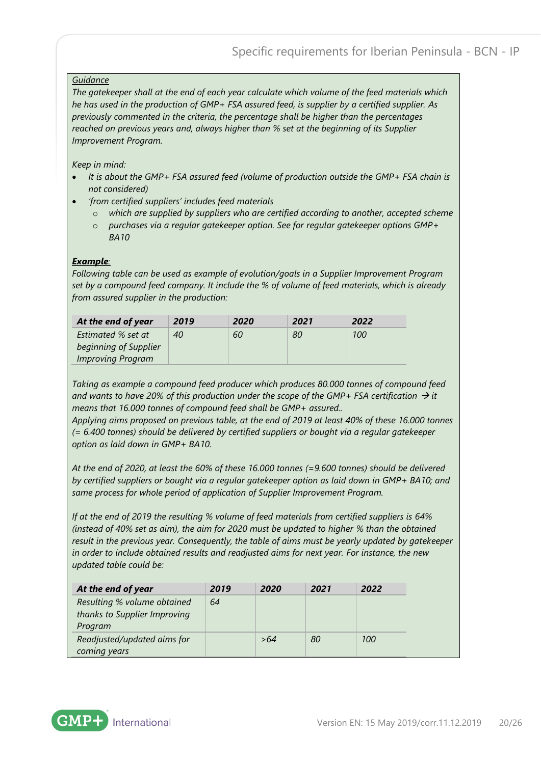*Guidance*

*The gatekeeper shall at the end of each year calculate which volume of the feed materials which he has used in the production of GMP+ FSA assured feed, is supplier by a certified supplier. As previously commented in the criteria, the percentage shall be higher than the percentages reached on previous years and, always higher than % set at the beginning of its Supplier Improvement Program.*

*Keep in mind:*

- *It is about the GMP+ FSA assured feed (volume of production outside the GMP+ FSA chain is not considered)*
- *'from certified suppliers' includes feed materials*
  - *which are supplied by suppliers who are certified according to another, accepted scheme*
  - *purchases via a regular gatekeeper option. See for regular gatekeeper options GMP+ BA10*

***Example**:*

*Following table can be used as example of evolution/goals in a Supplier Improvement Program set by a compound feed company. It include the % of volume of feed materials, which is already from assured supplier in the production:*

| ***At the end of year*** | ***2019*** | ***2020*** | ***2021*** | ***2022*** |
|---|---|---|---|---|
| *Estimated % set at beginning of Supplier Improving Program* | *40* | *60* | *80* | *100* |

*Taking as example a compound feed producer which produces 80.000 tonnes of compound feed and wants to have 20% of this production under the scope of the GMP+ FSA certification → it means that 16.000 tonnes of compound feed shall be GMP+ assured..*
*Applying aims proposed on previous table, at the end of 2019 at least 40% of these 16.000 tonnes (= 6.400 tonnes) should be delivered by certified suppliers or bought via a regular gatekeeper option as laid down in GMP+ BA10.*

*At the end of 2020, at least the 60% of these 16.000 tonnes (=9.600 tonnes) should be delivered by certified suppliers or bought via a regular gatekeeper option as laid down in GMP+ BA10; and same process for whole period of application of Supplier Improvement Program.*

*If at the end of 2019 the resulting % volume of feed materials from certified suppliers is 64% (instead of 40% set as aim), the aim for 2020 must be updated to higher % than the obtained result in the previous year. Consequently, the table of aims must be yearly updated by gatekeeper in order to include obtained results and readjusted aims for next year. For instance, the new updated table could be:*

| ***At the end of year*** | ***2019*** | ***2020*** | ***2021*** | ***2022*** |
|---|---|---|---|---|
| *Resulting % volume obtained thanks to Supplier Improving Program* | *64* | | | |
| *Readjusted/updated aims for coming years* | | *>64* | *80* | *100* |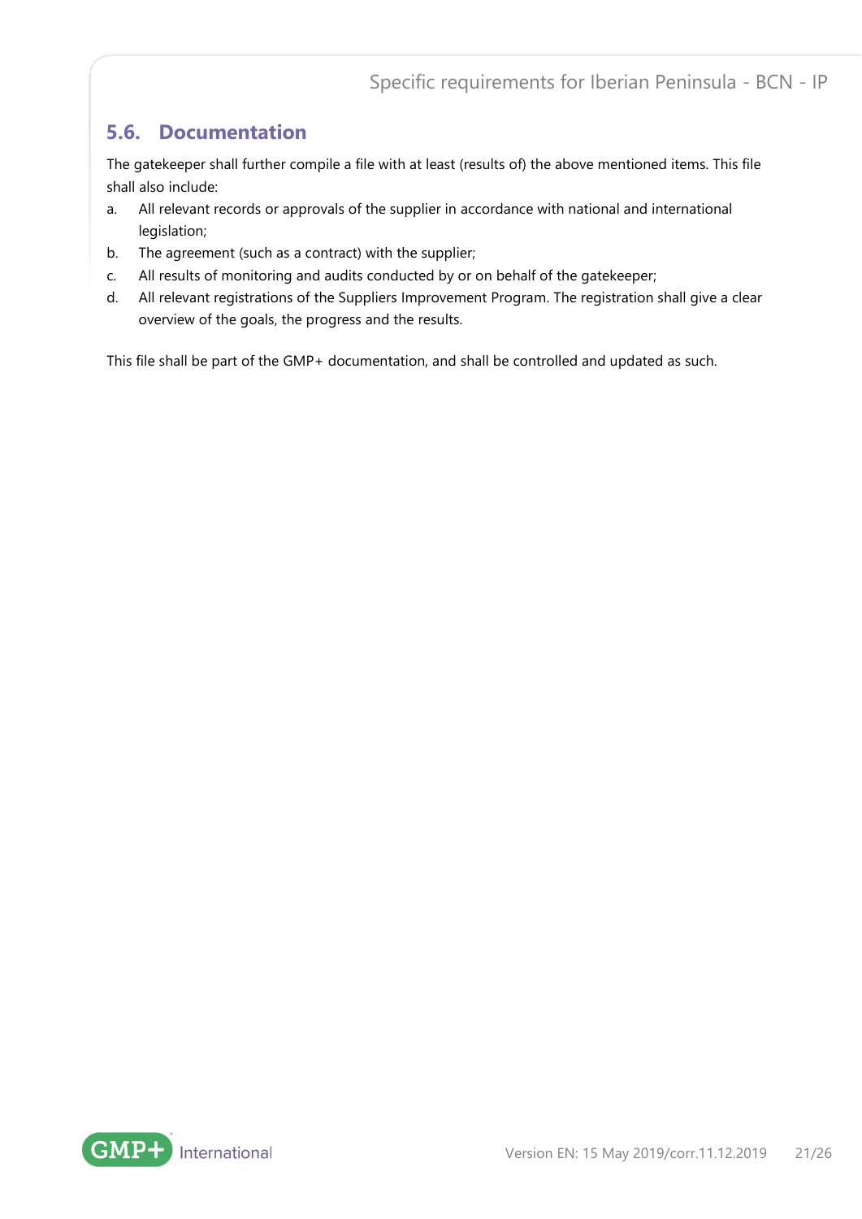## 5.6. Documentation

The gatekeeper shall further compile a file with at least (results of) the above mentioned items. This file shall also include:

a. All relevant records or approvals of the supplier in accordance with national and international legislation;
b. The agreement (such as a contract) with the supplier;
c. All results of monitoring and audits conducted by or on behalf of the gatekeeper;
d. All relevant registrations of the Suppliers Improvement Program. The registration shall give a clear overview of the goals, the progress and the results.

This file shall be part of the GMP+ documentation, and shall be controlled and updated as such.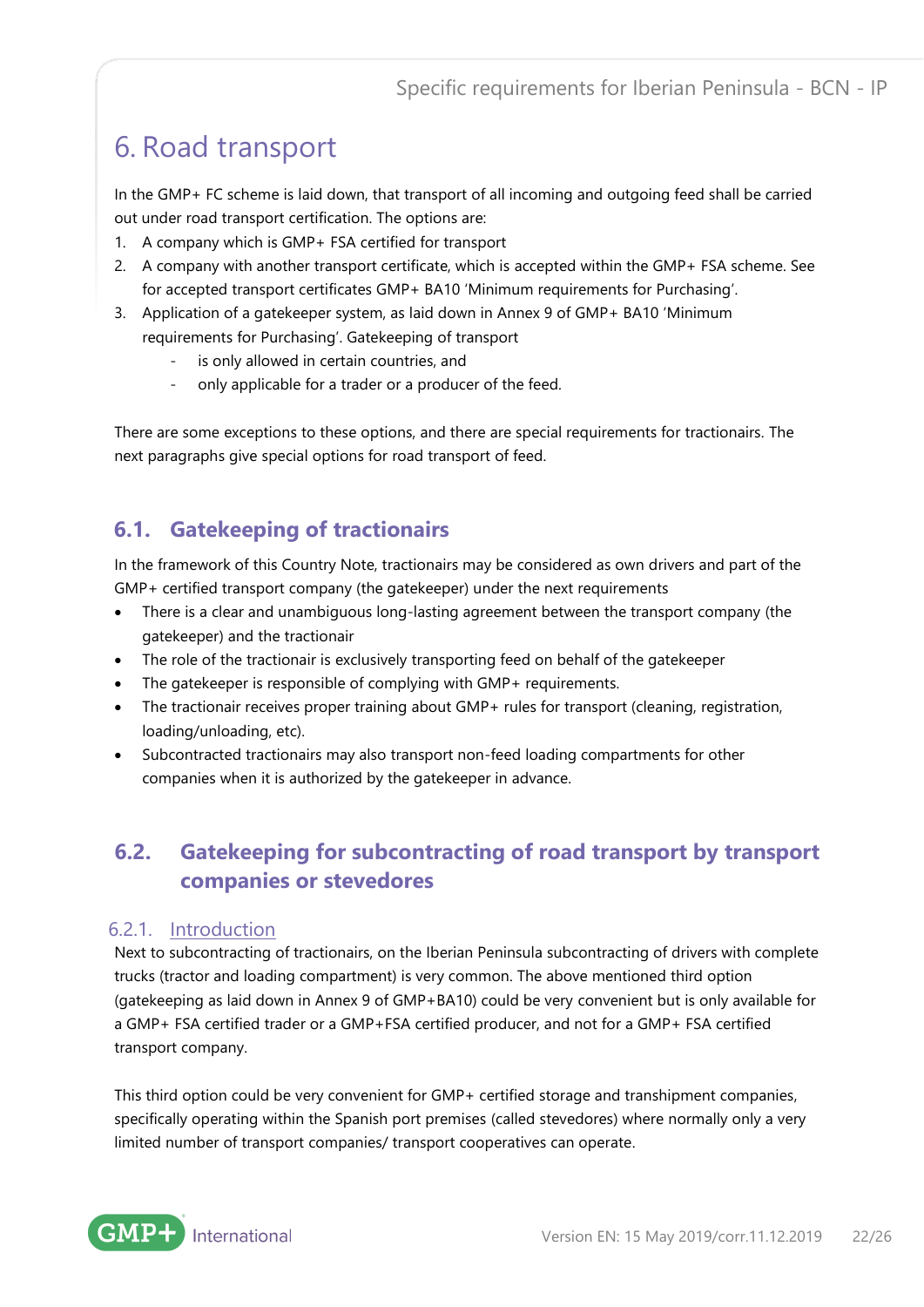# 6. Road transport

In the GMP+ FC scheme is laid down, that transport of all incoming and outgoing feed shall be carried out under road transport certification. The options are:

1. A company which is GMP+ FSA certified for transport
2. A company with another transport certificate, which is accepted within the GMP+ FSA scheme. See for accepted transport certificates GMP+ BA10 'Minimum requirements for Purchasing'.
3. Application of a gatekeeper system, as laid down in Annex 9 of GMP+ BA10 'Minimum requirements for Purchasing'. Gatekeeping of transport
    - is only allowed in certain countries, and
    - only applicable for a trader or a producer of the feed.

There are some exceptions to these options, and there are special requirements for tractionairs. The next paragraphs give special options for road transport of feed.

## 6.1. Gatekeeping of tractionairs

In the framework of this Country Note, tractionairs may be considered as own drivers and part of the GMP+ certified transport company (the gatekeeper) under the next requirements

- There is a clear and unambiguous long-lasting agreement between the transport company (the gatekeeper) and the tractionair
- The role of the tractionair is exclusively transporting feed on behalf of the gatekeeper
- The gatekeeper is responsible of complying with GMP+ requirements.
- The tractionair receives proper training about GMP+ rules for transport (cleaning, registration, loading/unloading, etc).
- Subcontracted tractionairs may also transport non-feed loading compartments for other companies when it is authorized by the gatekeeper in advance.

## 6.2. Gatekeeping for subcontracting of road transport by transport companies or stevedores

### 6.2.1. Introduction

Next to subcontracting of tractionairs, on the Iberian Peninsula subcontracting of drivers with complete trucks (tractor and loading compartment) is very common. The above mentioned third option (gatekeeping as laid down in Annex 9 of GMP+BA10) could be very convenient but is only available for a GMP+ FSA certified trader or a GMP+FSA certified producer, and not for a GMP+ FSA certified transport company.

This third option could be very convenient for GMP+ certified storage and transhipment companies, specifically operating within the Spanish port premises (called stevedores) where normally only a very limited number of transport companies/ transport cooperatives can operate.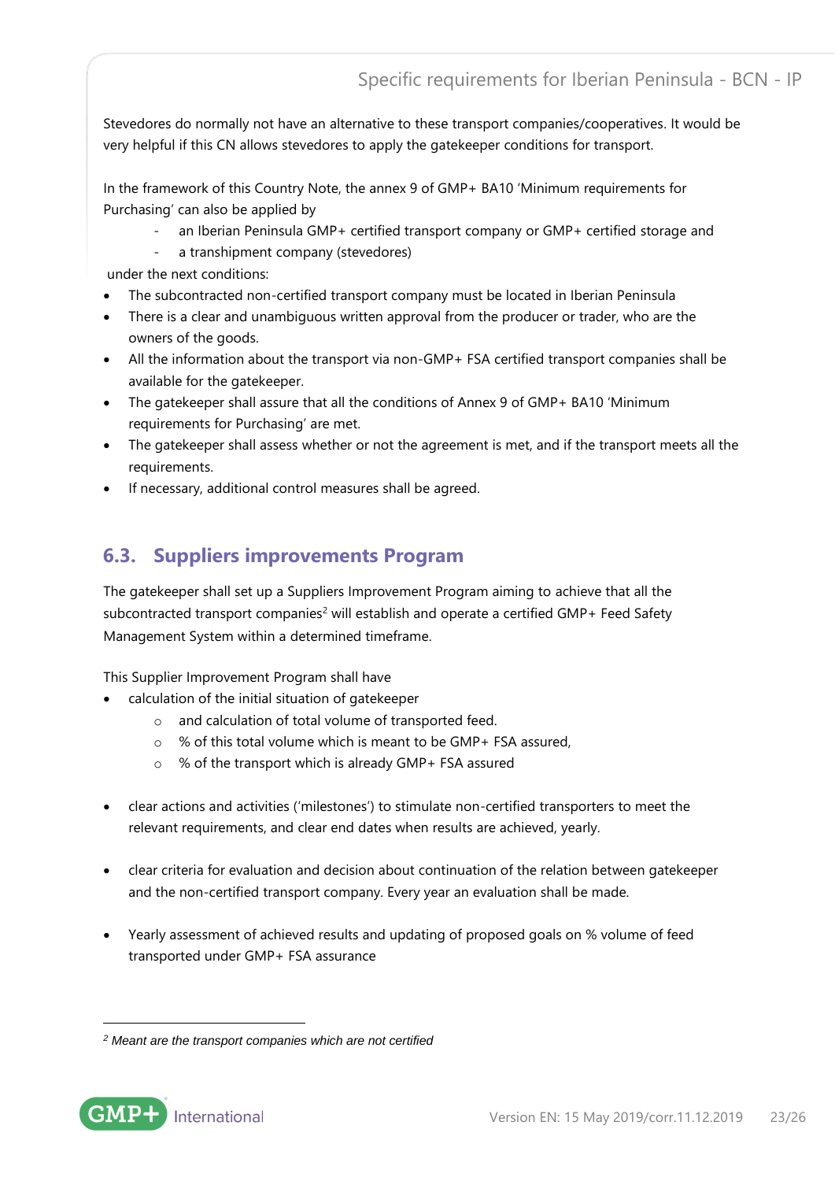Stevedores do normally not have an alternative to these transport companies/cooperatives. It would be very helpful if this CN allows stevedores to apply the gatekeeper conditions for transport.

In the framework of this Country Note, the annex 9 of GMP+ BA10 'Minimum requirements for Purchasing' can also be applied by

- an Iberian Peninsula GMP+ certified transport company or GMP+ certified storage and
- a transhipment company (stevedores)

under the next conditions:

- The subcontracted non-certified transport company must be located in Iberian Peninsula
- There is a clear and unambiguous written approval from the producer or trader, who are the owners of the goods.
- All the information about the transport via non-GMP+ FSA certified transport companies shall be available for the gatekeeper.
- The gatekeeper shall assure that all the conditions of Annex 9 of GMP+ BA10 'Minimum requirements for Purchasing' are met.
- The gatekeeper shall assess whether or not the agreement is met, and if the transport meets all the requirements.
- If necessary, additional control measures shall be agreed.

## 6.3. Suppliers improvements Program

The gatekeeper shall set up a Suppliers Improvement Program aiming to achieve that all the subcontracted transport companies[2] will establish and operate a certified GMP+ Feed Safety Management System within a determined timeframe.

This Supplier Improvement Program shall have

- calculation of the initial situation of gatekeeper
    - and calculation of total volume of transported feed.
    - % of this total volume which is meant to be GMP+ FSA assured,
    - % of the transport which is already GMP+ FSA assured
- clear actions and activities ('milestones') to stimulate non-certified transporters to meet the relevant requirements, and clear end dates when results are achieved, yearly.
- clear criteria for evaluation and decision about continuation of the relation between gatekeeper and the non-certified transport company. Every year an evaluation shall be made.
- Yearly assessment of achieved results and updating of proposed goals on % volume of feed transported under GMP+ FSA assurance

---

[2] *Meant are the transport companies which are not certified*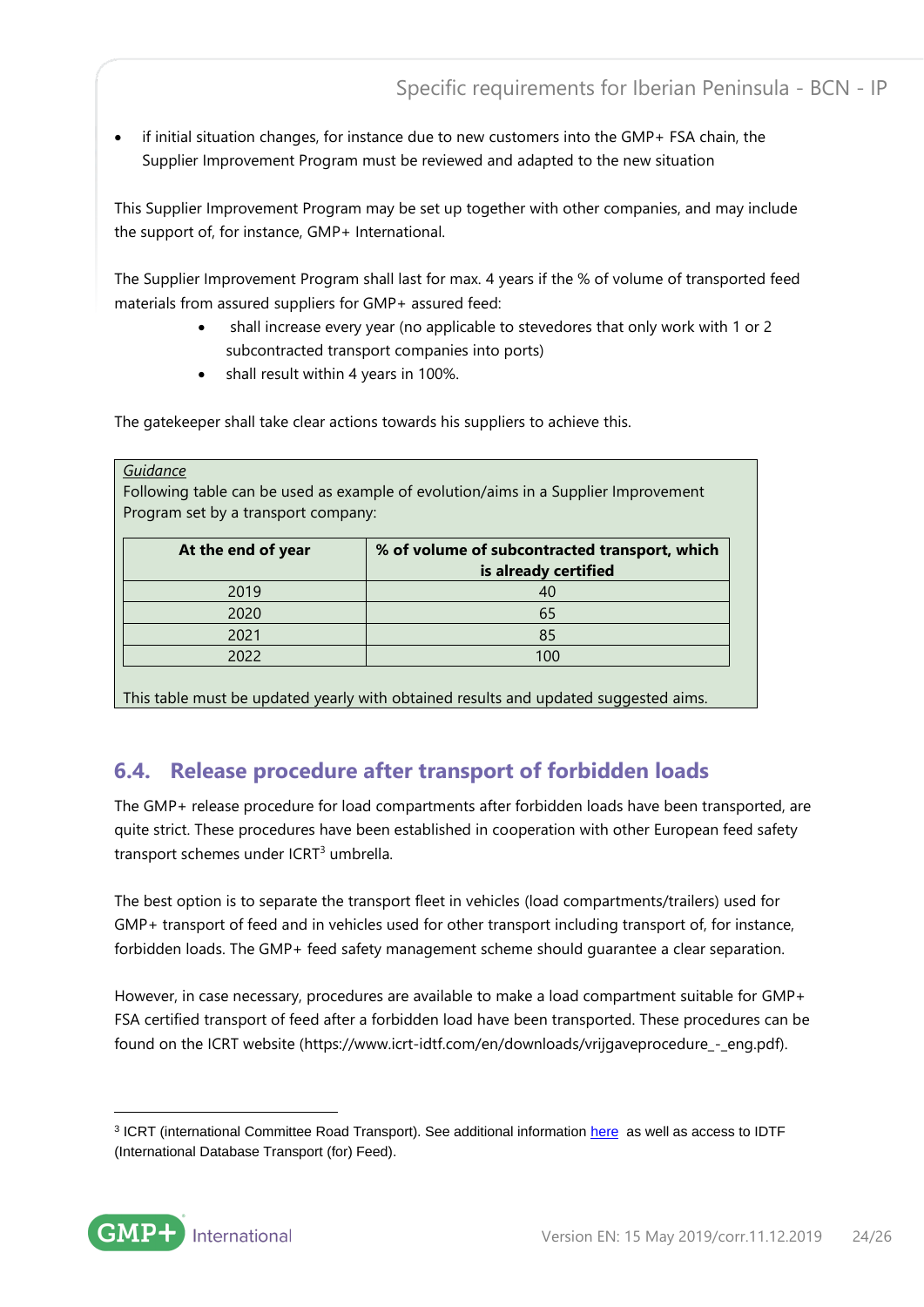- if initial situation changes, for instance due to new customers into the GMP+ FSA chain, the Supplier Improvement Program must be reviewed and adapted to the new situation

This Supplier Improvement Program may be set up together with other companies, and may include the support of, for instance, GMP+ International.

The Supplier Improvement Program shall last for max. 4 years if the % of volume of transported feed materials from assured suppliers for GMP+ assured feed:

- shall increase every year (no applicable to stevedores that only work with 1 or 2 subcontracted transport companies into ports)
- shall result within 4 years in 100%.

The gatekeeper shall take clear actions towards his suppliers to achieve this.

> *Guidance*
> Following table can be used as example of evolution/aims in a Supplier Improvement Program set by a transport company:
>
> | At the end of year | % of volume of subcontracted transport, which is already certified |
> | --- | --- |
> | 2019 | 40 |
> | 2020 | 65 |
> | 2021 | 85 |
> | 2022 | 100 |
>
> This table must be updated yearly with obtained results and updated suggested aims.

## 6.4. Release procedure after transport of forbidden loads

The GMP+ release procedure for load compartments after forbidden loads have been transported, are quite strict. These procedures have been established in cooperation with other European feed safety transport schemes under ICRT[3] umbrella.

The best option is to separate the transport fleet in vehicles (load compartments/trailers) used for GMP+ transport of feed and in vehicles used for other transport including transport of, for instance, forbidden loads. The GMP+ feed safety management scheme should guarantee a clear separation.

However, in case necessary, procedures are available to make a load compartment suitable for GMP+ FSA certified transport of feed after a forbidden load have been transported. These procedures can be found on the ICRT website (https://www.icrt-idtf.com/en/downloads/vrijgaveprocedure_-_eng.pdf).

---

[3] ICRT (international Committee Road Transport). See additional information here as well as access to IDTF (International Database Transport (for) Feed).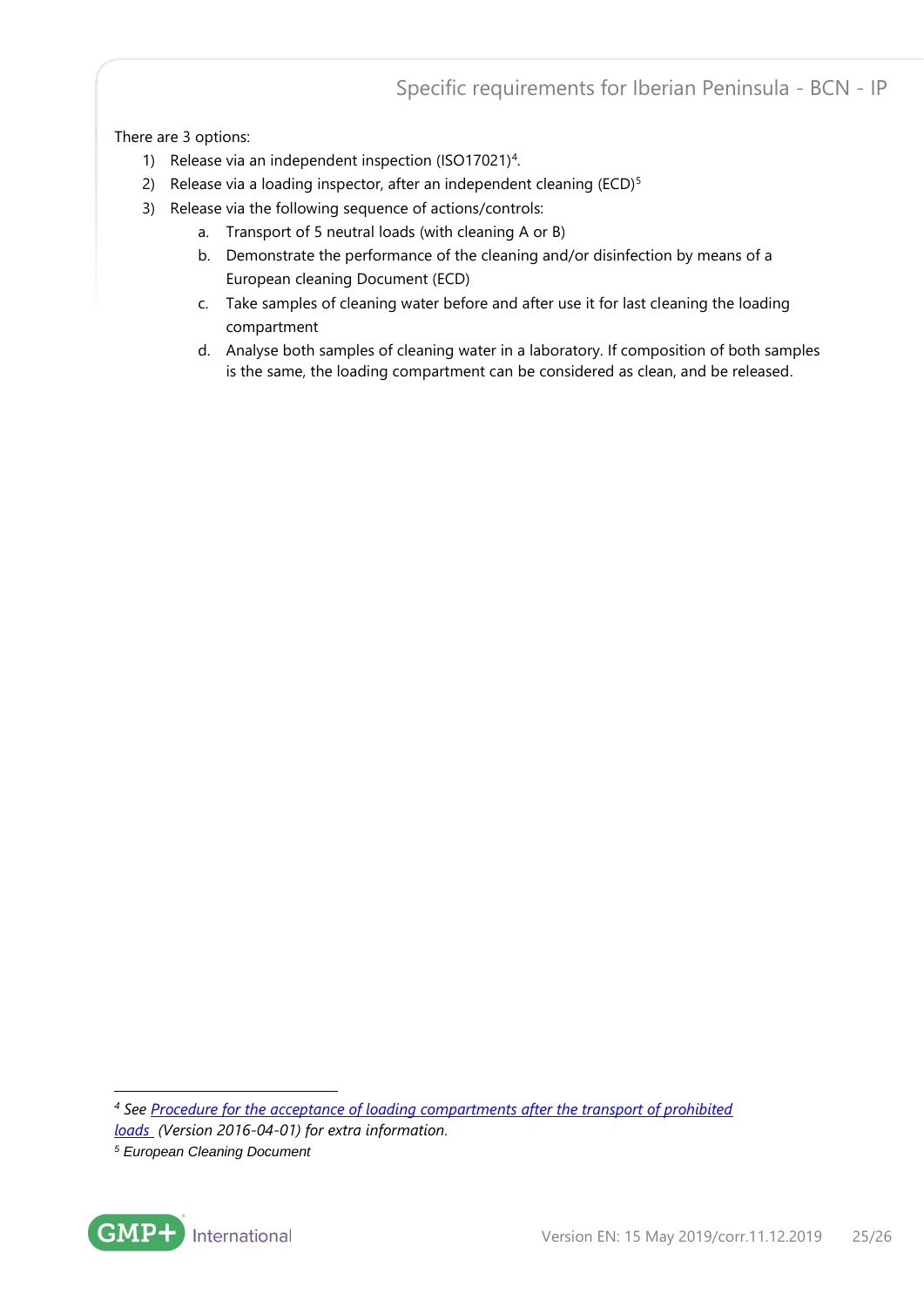There are 3 options:

1) Release via an independent inspection (ISO17021)[4].
2) Release via a loading inspector, after an independent cleaning (ECD)[5]
3) Release via the following sequence of actions/controls:
   a. Transport of 5 neutral loads (with cleaning A or B)
   b. Demonstrate the performance of the cleaning and/or disinfection by means of a European cleaning Document (ECD)
   c. Take samples of cleaning water before and after use it for last cleaning the loading compartment
   d. Analyse both samples of cleaning water in a laboratory. If composition of both samples is the same, the loading compartment can be considered as clean, and be released.

---

[4] *See Procedure for the acceptance of loading compartments after the transport of prohibited loads (Version 2016-04-01) for extra information.*

[5] *European Cleaning Document*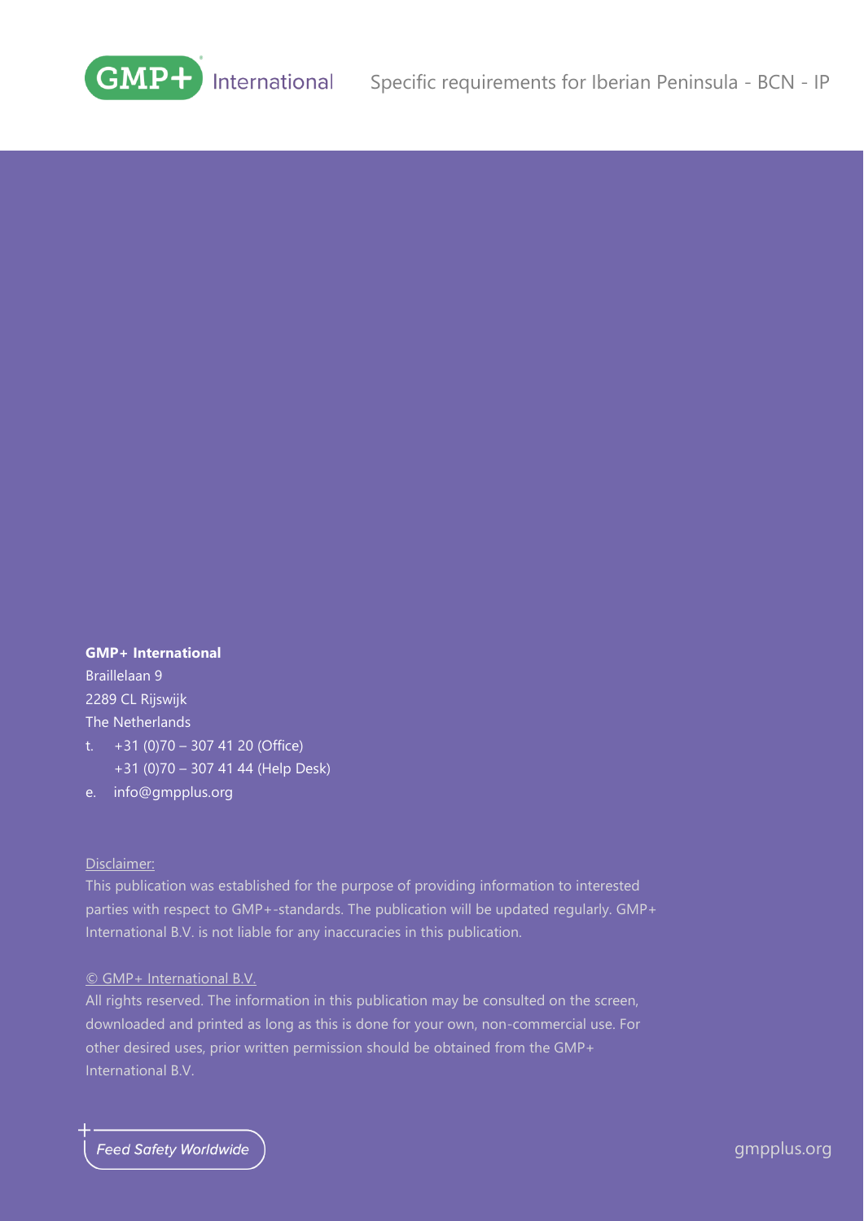**GMP+ International**

Braillelaan 9
2289 CL Rijswijk
The Netherlands

t. +31 (0)70 – 307 41 20 (Office)
+31 (0)70 – 307 41 44 (Help Desk)

e. info@gmpplus.org

Disclaimer:

This publication was established for the purpose of providing information to interested parties with respect to GMP+-standards. The publication will be updated regularly. GMP+ International B.V. is not liable for any inaccuracies in this publication.

© GMP+ International B.V.

All rights reserved. The information in this publication may be consulted on the screen, downloaded and printed as long as this is done for your own, non-commercial use. For other desired uses, prior written permission should be obtained from the GMP+ International B.V.

*Feed Safety Worldwide*

gmpplus.org